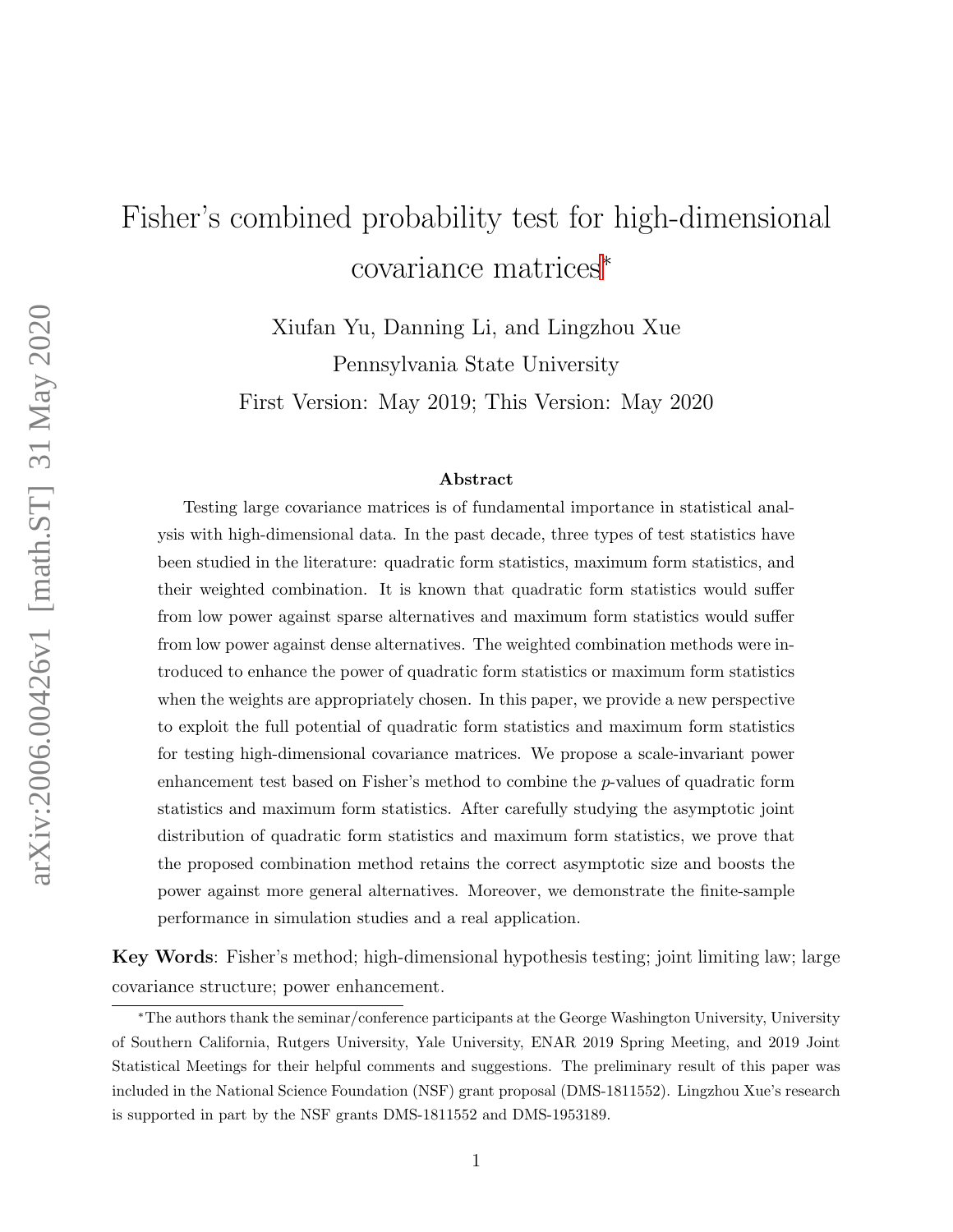# Fisher's combined probability test for high-dimensional covariance matrices*

Xiufan Yu, Danning Li, and Lingzhou Xue

Pennsylvania State University

First Version: May 2019; This Version: May 2020

### Abstract

Testing large covariance matrices is of fundamental importance in statistical analysis with high-dimensional data. In the past decade, three types of test statistics have been studied in the literature: quadratic form statistics, maximum form statistics, and their weighted combination. It is known that quadratic form statistics would suffer from low power against sparse alternatives and maximum form statistics would suffer from low power against dense alternatives. The weighted combination methods were introduced to enhance the power of quadratic form statistics or maximum form statistics when the weights are appropriately chosen. In this paper, we provide a new perspective to exploit the full potential of quadratic form statistics and maximum form statistics for testing high-dimensional covariance matrices. We propose a scale-invariant power enhancement test based on Fisher's method to combine the $p$-values of quadratic form statistics and maximum form statistics. After carefully studying the asymptotic joint distribution of quadratic form statistics and maximum form statistics, we prove that the proposed combination method retains the correct asymptotic size and boosts the power against more general alternatives. Moreover, we demonstrate the finite-sample performance in simulation studies and a real application.

**Key Words**: Fisher's method; high-dimensional hypothesis testing; joint limiting law; large covariance structure; power enhancement.

---

*The authors thank the seminar/conference participants at the George Washington University, University of Southern California, Rutgers University, Yale University, ENAR 2019 Spring Meeting, and 2019 Joint Statistical Meetings for their helpful comments and suggestions. The preliminary result of this paper was included in the National Science Foundation (NSF) grant proposal (DMS-1811552). Lingzhou Xue's research is supported in part by the NSF grants DMS-1811552 and DMS-1953189.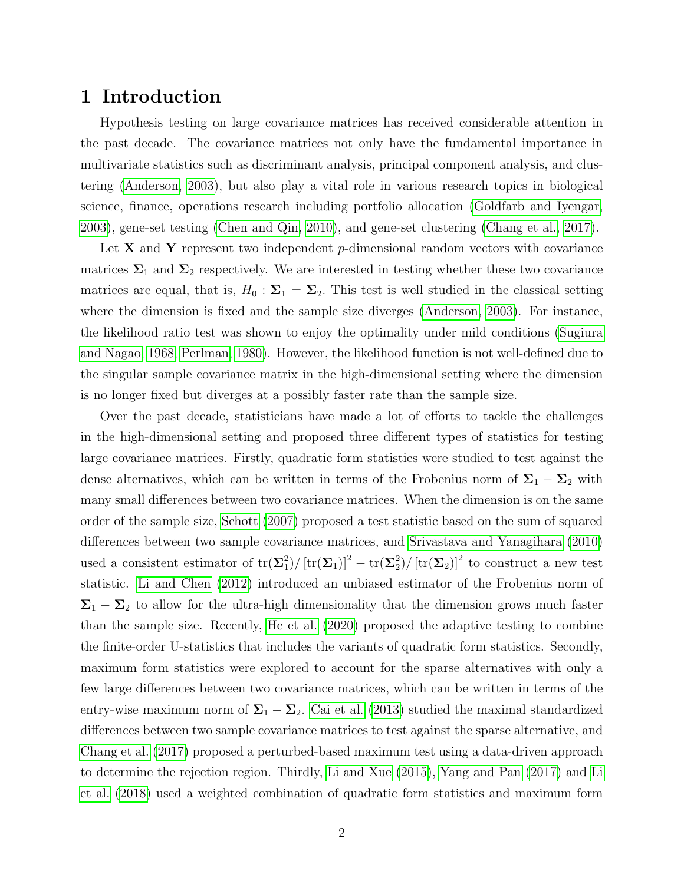# 1 Introduction

Hypothesis testing on large covariance matrices has received considerable attention in the past decade. The covariance matrices not only have the fundamental importance in multivariate statistics such as discriminant analysis, principal component analysis, and clustering (Anderson, 2003), but also play a vital role in various research topics in biological science, finance, operations research including portfolio allocation (Goldfarb and Iyengar, 2003), gene-set testing (Chen and Qin, 2010), and gene-set clustering (Chang et al., 2017).

Let $\mathbf{X}$ and $\mathbf{Y}$ represent two independent $p$-dimensional random vectors with covariance matrices $\boldsymbol{\Sigma}_1$ and $\boldsymbol{\Sigma}_2$ respectively. We are interested in testing whether these two covariance matrices are equal, that is, $H_0 : \boldsymbol{\Sigma}_1 = \boldsymbol{\Sigma}_2$. This test is well studied in the classical setting where the dimension is fixed and the sample size diverges (Anderson, 2003). For instance, the likelihood ratio test was shown to enjoy the optimality under mild conditions (Sugiura and Nagao, 1968; Perlman, 1980). However, the likelihood function is not well-defined due to the singular sample covariance matrix in the high-dimensional setting where the dimension is no longer fixed but diverges at a possibly faster rate than the sample size.

Over the past decade, statisticians have made a lot of efforts to tackle the challenges in the high-dimensional setting and proposed three different types of statistics for testing large covariance matrices. Firstly, quadratic form statistics were studied to test against the dense alternatives, which can be written in terms of the Frobenius norm of $\boldsymbol{\Sigma}_1 - \boldsymbol{\Sigma}_2$ with many small differences between two covariance matrices. When the dimension is on the same order of the sample size, Schott (2007) proposed a test statistic based on the sum of squared differences between two sample covariance matrices, and Srivastava and Yanagihara (2010) used a consistent estimator of $\mathrm{tr}(\boldsymbol{\Sigma}_1^2)/\left[\mathrm{tr}(\boldsymbol{\Sigma}_1)\right]^2 - \mathrm{tr}(\boldsymbol{\Sigma}_2^2)/\left[\mathrm{tr}(\boldsymbol{\Sigma}_2)\right]^2$ to construct a new test statistic. Li and Chen (2012) introduced an unbiased estimator of the Frobenius norm of $\boldsymbol{\Sigma}_1 - \boldsymbol{\Sigma}_2$ to allow for the ultra-high dimensionality that the dimension grows much faster than the sample size. Recently, He et al. (2020) proposed the adaptive testing to combine the finite-order U-statistics that includes the variants of quadratic form statistics. Secondly, maximum form statistics were explored to account for the sparse alternatives with only a few large differences between two covariance matrices, which can be written in terms of the entry-wise maximum norm of $\boldsymbol{\Sigma}_1 - \boldsymbol{\Sigma}_2$. Cai et al. (2013) studied the maximal standardized differences between two sample covariance matrices to test against the sparse alternative, and Chang et al. (2017) proposed a perturbed-based maximum test using a data-driven approach to determine the rejection region. Thirdly, Li and Xue (2015), Yang and Pan (2017) and Li et al. (2018) used a weighted combination of quadratic form statistics and maximum form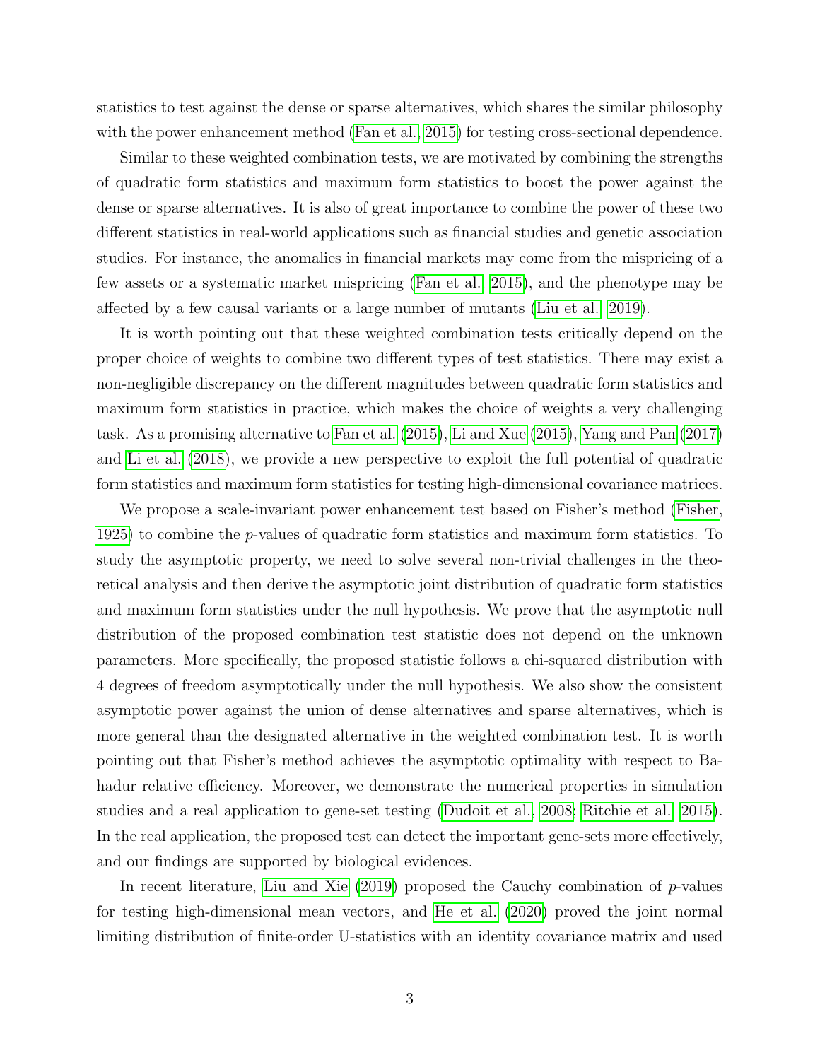statistics to test against the dense or sparse alternatives, which shares the similar philosophy with the power enhancement method (Fan et al., 2015) for testing cross-sectional dependence.

Similar to these weighted combination tests, we are motivated by combining the strengths of quadratic form statistics and maximum form statistics to boost the power against the dense or sparse alternatives. It is also of great importance to combine the power of these two different statistics in real-world applications such as financial studies and genetic association studies. For instance, the anomalies in financial markets may come from the mispricing of a few assets or a systematic market mispricing (Fan et al., 2015), and the phenotype may be affected by a few causal variants or a large number of mutants (Liu et al., 2019).

It is worth pointing out that these weighted combination tests critically depend on the proper choice of weights to combine two different types of test statistics. There may exist a non-negligible discrepancy on the different magnitudes between quadratic form statistics and maximum form statistics in practice, which makes the choice of weights a very challenging task. As a promising alternative to Fan et al. (2015), Li and Xue (2015), Yang and Pan (2017) and Li et al. (2018), we provide a new perspective to exploit the full potential of quadratic form statistics and maximum form statistics for testing high-dimensional covariance matrices.

We propose a scale-invariant power enhancement test based on Fisher's method (Fisher, 1925) to combine the $p$-values of quadratic form statistics and maximum form statistics. To study the asymptotic property, we need to solve several non-trivial challenges in the theoretical analysis and then derive the asymptotic joint distribution of quadratic form statistics and maximum form statistics under the null hypothesis. We prove that the asymptotic null distribution of the proposed combination test statistic does not depend on the unknown parameters. More specifically, the proposed statistic follows a chi-squared distribution with 4 degrees of freedom asymptotically under the null hypothesis. We also show the consistent asymptotic power against the union of dense alternatives and sparse alternatives, which is more general than the designated alternative in the weighted combination test. It is worth pointing out that Fisher's method achieves the asymptotic optimality with respect to Bahadur relative efficiency. Moreover, we demonstrate the numerical properties in simulation studies and a real application to gene-set testing (Dudoit et al., 2008; Ritchie et al., 2015). In the real application, the proposed test can detect the important gene-sets more effectively, and our findings are supported by biological evidences.

In recent literature, Liu and Xie (2019) proposed the Cauchy combination of $p$-values for testing high-dimensional mean vectors, and He et al. (2020) proved the joint normal limiting distribution of finite-order U-statistics with an identity covariance matrix and used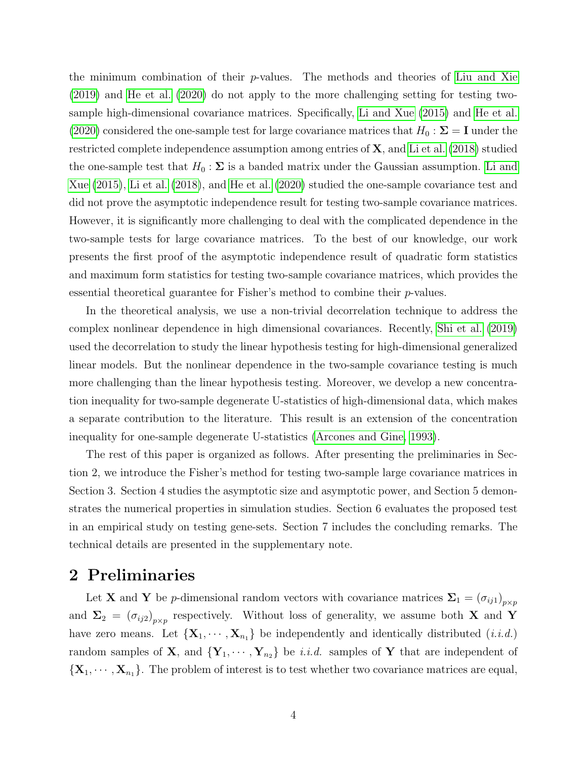the minimum combination of their $p$-values. The methods and theories of Liu and Xie (2019) and He et al. (2020) do not apply to the more challenging setting for testing two-sample high-dimensional covariance matrices. Specifically, Li and Xue (2015) and He et al. (2020) considered the one-sample test for large covariance matrices that $H_0 : \mathbf{\Sigma} = \mathbf{I}$ under the restricted complete independence assumption among entries of $\mathbf{X}$, and Li et al. (2018) studied the one-sample test that $H_0 : \mathbf{\Sigma}$ is a banded matrix under the Gaussian assumption. Li and Xue (2015), Li et al. (2018), and He et al. (2020) studied the one-sample covariance test and did not prove the asymptotic independence result for testing two-sample covariance matrices. However, it is significantly more challenging to deal with the complicated dependence in the two-sample tests for large covariance matrices. To the best of our knowledge, our work presents the first proof of the asymptotic independence result of quadratic form statistics and maximum form statistics for testing two-sample covariance matrices, which provides the essential theoretical guarantee for Fisher's method to combine their $p$-values.

In the theoretical analysis, we use a non-trivial decorrelation technique to address the complex nonlinear dependence in high dimensional covariances. Recently, Shi et al. (2019) used the decorrelation to study the linear hypothesis testing for high-dimensional generalized linear models. But the nonlinear dependence in the two-sample covariance testing is much more challenging than the linear hypothesis testing. Moreover, we develop a new concentration inequality for two-sample degenerate U-statistics of high-dimensional data, which makes a separate contribution to the literature. This result is an extension of the concentration inequality for one-sample degenerate U-statistics (Arcones and Gine, 1993).

The rest of this paper is organized as follows. After presenting the preliminaries in Section 2, we introduce the Fisher's method for testing two-sample large covariance matrices in Section 3. Section 4 studies the asymptotic size and asymptotic power, and Section 5 demonstrates the numerical properties in simulation studies. Section 6 evaluates the proposed test in an empirical study on testing gene-sets. Section 7 includes the concluding remarks. The technical details are presented in the supplementary note.

## 2 Preliminaries

Let $\mathbf{X}$ and $\mathbf{Y}$ be $p$-dimensional random vectors with covariance matrices $\mathbf{\Sigma}_1 = (\sigma_{ij1})_{p\times p}$ and $\mathbf{\Sigma}_2 = (\sigma_{ij2})_{p\times p}$ respectively. Without loss of generality, we assume both $\mathbf{X}$ and $\mathbf{Y}$ have zero means. Let $\{\mathbf{X}_1, \cdots, \mathbf{X}_{n_1}\}$ be independently and identically distributed (*i.i.d.*) random samples of $\mathbf{X}$, and $\{\mathbf{Y}_1, \cdots, \mathbf{Y}_{n_2}\}$ be *i.i.d.* samples of $\mathbf{Y}$ that are independent of $\{\mathbf{X}_1, \cdots, \mathbf{X}_{n_1}\}$. The problem of interest is to test whether two covariance matrices are equal,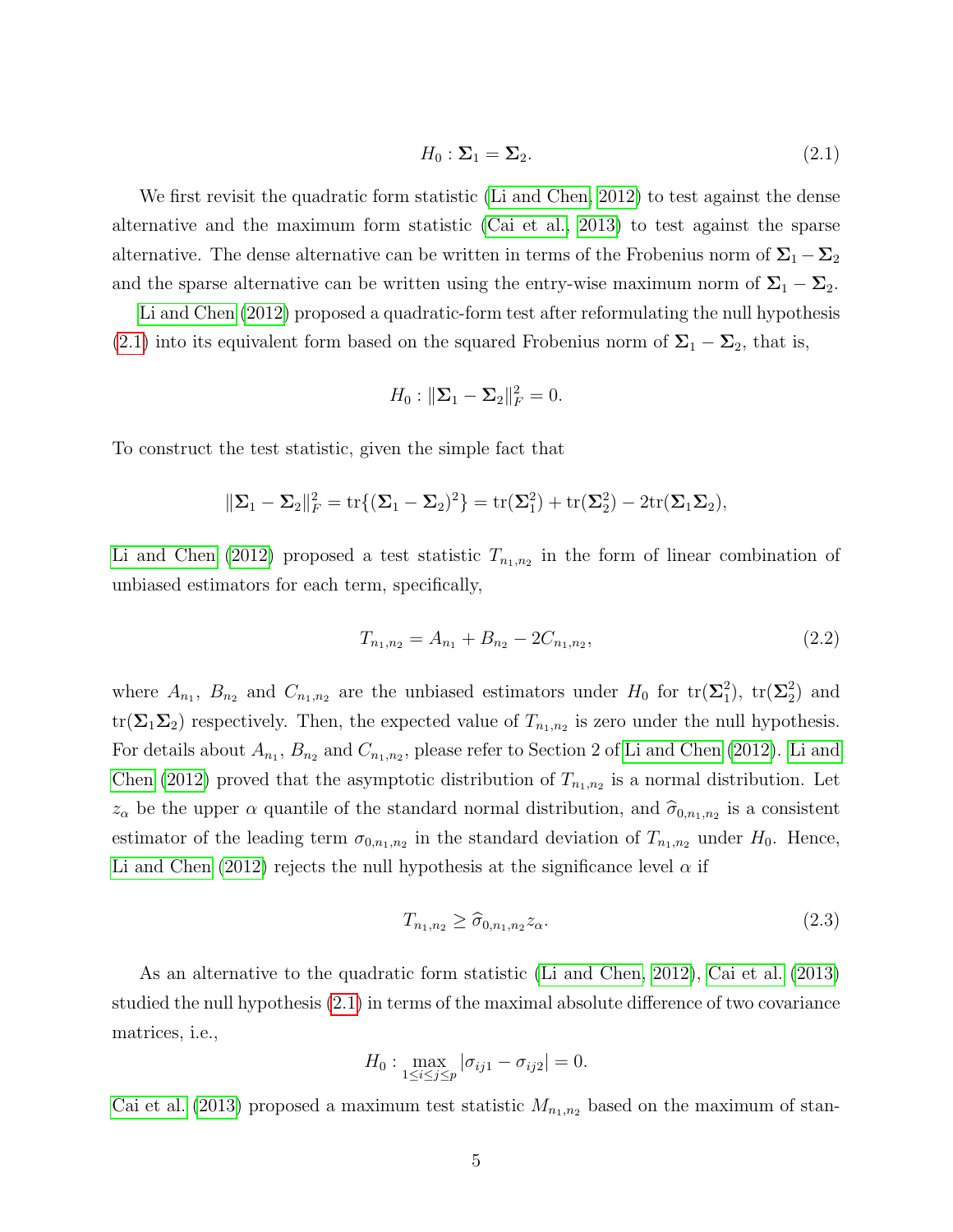$$H_0 : \mathbf{\Sigma}_1 = \mathbf{\Sigma}_2. \tag{2.1}$$

We first revisit the quadratic form statistic (Li and Chen, 2012) to test against the dense alternative and the maximum form statistic (Cai et al., 2013) to test against the sparse alternative. The dense alternative can be written in terms of the Frobenius norm of $\mathbf{\Sigma}_1 - \mathbf{\Sigma}_2$ and the sparse alternative can be written using the entry-wise maximum norm of $\mathbf{\Sigma}_1 - \mathbf{\Sigma}_2$.

Li and Chen (2012) proposed a quadratic-form test after reformulating the null hypothesis (2.1) into its equivalent form based on the squared Frobenius norm of $\mathbf{\Sigma}_1 - \mathbf{\Sigma}_2$, that is,

$$H_0 : \|\mathbf{\Sigma}_1 - \mathbf{\Sigma}_2\|_F^2 = 0.$$

To construct the test statistic, given the simple fact that

$$\|\mathbf{\Sigma}_1 - \mathbf{\Sigma}_2\|_F^2 = \mathrm{tr}\{(\mathbf{\Sigma}_1 - \mathbf{\Sigma}_2)^2\} = \mathrm{tr}(\mathbf{\Sigma}_1^2) + \mathrm{tr}(\mathbf{\Sigma}_2^2) - 2\mathrm{tr}(\mathbf{\Sigma}_1\mathbf{\Sigma}_2),$$

Li and Chen (2012) proposed a test statistic $T_{n_1,n_2}$ in the form of linear combination of unbiased estimators for each term, specifically,

$$T_{n_1,n_2} = A_{n_1} + B_{n_2} - 2C_{n_1,n_2}, \tag{2.2}$$

where $A_{n_1}$, $B_{n_2}$ and $C_{n_1,n_2}$ are the unbiased estimators under $H_0$ for $\mathrm{tr}(\mathbf{\Sigma}_1^2)$, $\mathrm{tr}(\mathbf{\Sigma}_2^2)$ and $\mathrm{tr}(\mathbf{\Sigma}_1\mathbf{\Sigma}_2)$ respectively. Then, the expected value of $T_{n_1,n_2}$ is zero under the null hypothesis. For details about $A_{n_1}$, $B_{n_2}$ and $C_{n_1,n_2}$, please refer to Section 2 of Li and Chen (2012). Li and Chen (2012) proved that the asymptotic distribution of $T_{n_1,n_2}$ is a normal distribution. Let $z_\alpha$ be the upper $\alpha$ quantile of the standard normal distribution, and $\widehat{\sigma}_{0,n_1,n_2}$ is a consistent estimator of the leading term $\sigma_{0,n_1,n_2}$ in the standard deviation of $T_{n_1,n_2}$ under $H_0$. Hence, Li and Chen (2012) rejects the null hypothesis at the significance level $\alpha$ if

$$T_{n_1,n_2} \geq \widehat{\sigma}_{0,n_1,n_2} z_\alpha. \tag{2.3}$$

As an alternative to the quadratic form statistic (Li and Chen, 2012), Cai et al. (2013) studied the null hypothesis (2.1) in terms of the maximal absolute difference of two covariance matrices, i.e.,

$$H_0 : \max_{1 \leq i \leq j \leq p} |\sigma_{ij1} - \sigma_{ij2}| = 0.$$

Cai et al. (2013) proposed a maximum test statistic $M_{n_1,n_2}$ based on the maximum of stan-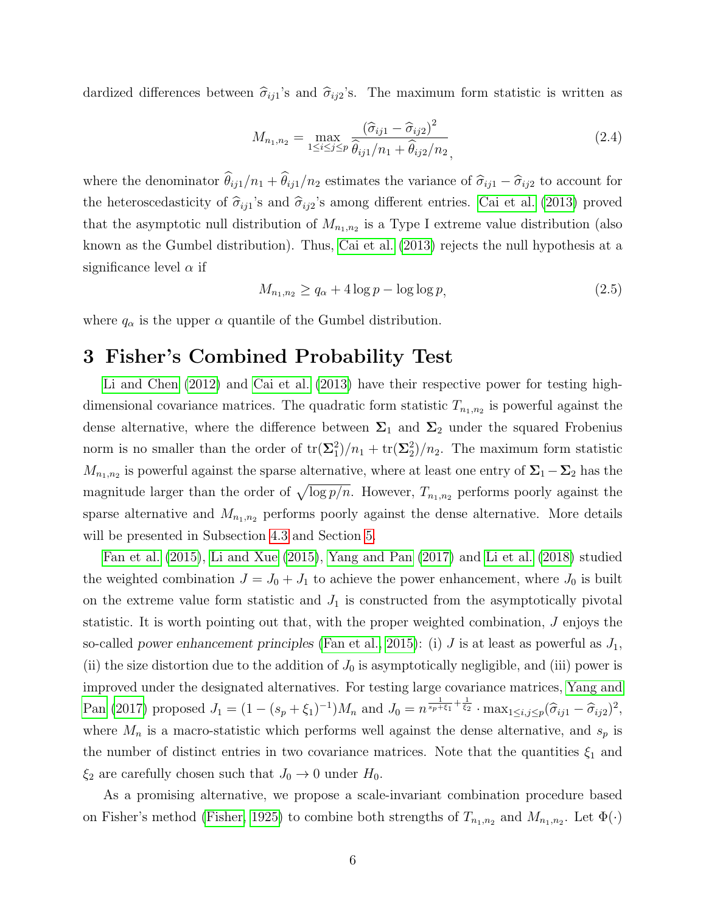dardized differences between $\widehat{\sigma}_{ij1}$'s and $\widehat{\sigma}_{ij2}$'s. The maximum form statistic is written as

$$M_{n_1,n_2} = \max_{1\leq i\leq j\leq p} \frac{(\widehat{\sigma}_{ij1} - \widehat{\sigma}_{ij2})^2}{\widehat{\theta}_{ij1}/n_1 + \widehat{\theta}_{ij2}/n_2}, \tag{2.4}$$

where the denominator $\widehat{\theta}_{ij1}/n_1 + \widehat{\theta}_{ij1}/n_2$ estimates the variance of $\widehat{\sigma}_{ij1} - \widehat{\sigma}_{ij2}$ to account for the heteroscedasticity of $\widehat{\sigma}_{ij1}$'s and $\widehat{\sigma}_{ij2}$'s among different entries. Cai et al. (2013) proved that the asymptotic null distribution of $M_{n_1,n_2}$ is a Type I extreme value distribution (also known as the Gumbel distribution). Thus, Cai et al. (2013) rejects the null hypothesis at a significance level $\alpha$ if

$$M_{n_1,n_2} \geq q_\alpha + 4\log p - \log\log p, \tag{2.5}$$

where $q_\alpha$ is the upper $\alpha$ quantile of the Gumbel distribution.

# 3 Fisher's Combined Probability Test

Li and Chen (2012) and Cai et al. (2013) have their respective power for testing high-dimensional covariance matrices. The quadratic form statistic $T_{n_1,n_2}$ is powerful against the dense alternative, where the difference between $\mathbf{\Sigma}_1$ and $\mathbf{\Sigma}_2$ under the squared Frobenius norm is no smaller than the order of $\mathrm{tr}(\mathbf{\Sigma}_1^2)/n_1 + \mathrm{tr}(\mathbf{\Sigma}_2^2)/n_2$. The maximum form statistic $M_{n_1,n_2}$ is powerful against the sparse alternative, where at least one entry of $\mathbf{\Sigma}_1 - \mathbf{\Sigma}_2$ has the magnitude larger than the order of $\sqrt{\log p/n}$. However, $T_{n_1,n_2}$ performs poorly against the sparse alternative and $M_{n_1,n_2}$ performs poorly against the dense alternative. More details will be presented in Subsection 4.3 and Section 5.

Fan et al. (2015), Li and Xue (2015), Yang and Pan (2017) and Li et al. (2018) studied the weighted combination $J = J_0 + J_1$ to achieve the power enhancement, where $J_0$ is built on the extreme value form statistic and $J_1$ is constructed from the asymptotically pivotal statistic. It is worth pointing out that, with the proper weighted combination, $J$ enjoys the so-called *power enhancement principles* (Fan et al., 2015): (i) $J$ is at least as powerful as $J_1$, (ii) the size distortion due to the addition of $J_0$ is asymptotically negligible, and (iii) power is improved under the designated alternatives. For testing large covariance matrices, Yang and Pan (2017) proposed $J_1 = (1 - (s_p + \xi_1)^{-1})M_n$ and $J_0 = n^{\frac{1}{s_p+\xi_1}+\frac{1}{\xi_2}} \cdot \max_{1\leq i,j\leq p}(\widehat{\sigma}_{ij1} - \widehat{\sigma}_{ij2})^2$, where $M_n$ is a macro-statistic which performs well against the dense alternative, and $s_p$ is the number of distinct entries in two covariance matrices. Note that the quantities $\xi_1$ and $\xi_2$ are carefully chosen such that $J_0 \to 0$ under $H_0$.

As a promising alternative, we propose a scale-invariant combination procedure based on Fisher's method (Fisher, 1925) to combine both strengths of $T_{n_1,n_2}$ and $M_{n_1,n_2}$. Let $\Phi(\cdot)$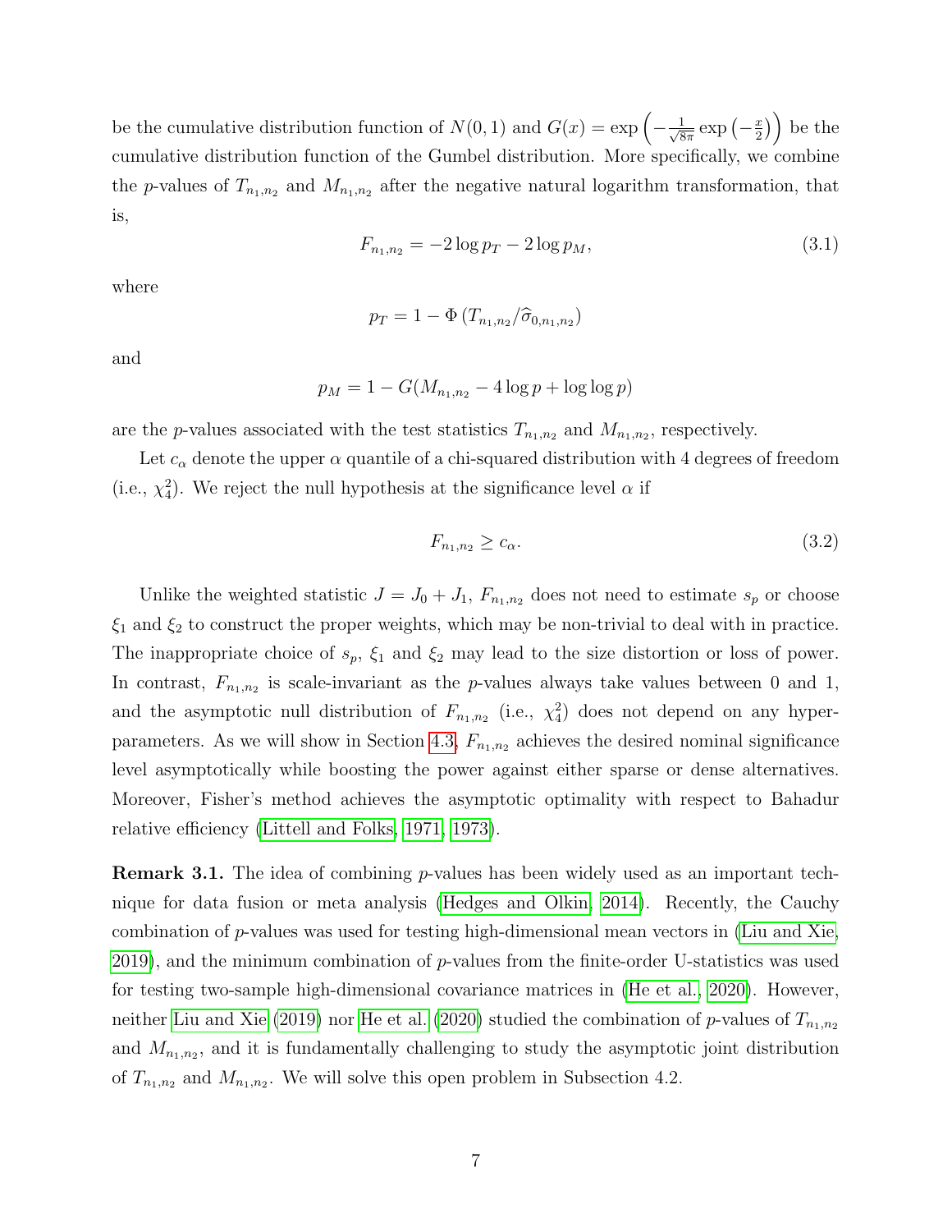be the cumulative distribution function of $N(0,1)$ and $G(x) = \exp\left(-\frac{1}{\sqrt{8\pi}}\exp\left(-\frac{x}{2}\right)\right)$ be the cumulative distribution function of the Gumbel distribution. More specifically, we combine the $p$-values of $T_{n_1,n_2}$ and $M_{n_1,n_2}$ after the negative natural logarithm transformation, that is,

$$F_{n_1,n_2} = -2\log p_T - 2\log p_M, \tag{3.1}$$

where

$$p_T = 1 - \Phi\left(T_{n_1,n_2}/\widehat{\sigma}_{0,n_1,n_2}\right)$$

and

$$p_M = 1 - G(M_{n_1,n_2} - 4\log p + \log\log p)$$

are the $p$-values associated with the test statistics $T_{n_1,n_2}$ and $M_{n_1,n_2}$, respectively.

Let $c_\alpha$ denote the upper $\alpha$ quantile of a chi-squared distribution with 4 degrees of freedom (i.e., $\chi^2_4$). We reject the null hypothesis at the significance level $\alpha$ if

$$F_{n_1,n_2} \geq c_\alpha. \tag{3.2}$$

Unlike the weighted statistic $J = J_0 + J_1$, $F_{n_1,n_2}$ does not need to estimate $s_p$ or choose $\xi_1$ and $\xi_2$ to construct the proper weights, which may be non-trivial to deal with in practice. The inappropriate choice of $s_p$, $\xi_1$ and $\xi_2$ may lead to the size distortion or loss of power. In contrast, $F_{n_1,n_2}$ is scale-invariant as the $p$-values always take values between 0 and 1, and the asymptotic null distribution of $F_{n_1,n_2}$ (i.e., $\chi^2_4$) does not depend on any hyper-parameters. As we will show in Section 4.3, $F_{n_1,n_2}$ achieves the desired nominal significance level asymptotically while boosting the power against either sparse or dense alternatives. Moreover, Fisher's method achieves the asymptotic optimality with respect to Bahadur relative efficiency (Littell and Folks, 1971, 1973).

**Remark 3.1.** The idea of combining $p$-values has been widely used as an important technique for data fusion or meta analysis (Hedges and Olkin, 2014). Recently, the Cauchy combination of $p$-values was used for testing high-dimensional mean vectors in (Liu and Xie, 2019), and the minimum combination of $p$-values from the finite-order U-statistics was used for testing two-sample high-dimensional covariance matrices in (He et al., 2020). However, neither Liu and Xie (2019) nor He et al. (2020) studied the combination of $p$-values of $T_{n_1,n_2}$ and $M_{n_1,n_2}$, and it is fundamentally challenging to study the asymptotic joint distribution of $T_{n_1,n_2}$ and $M_{n_1,n_2}$. We will solve this open problem in Subsection 4.2.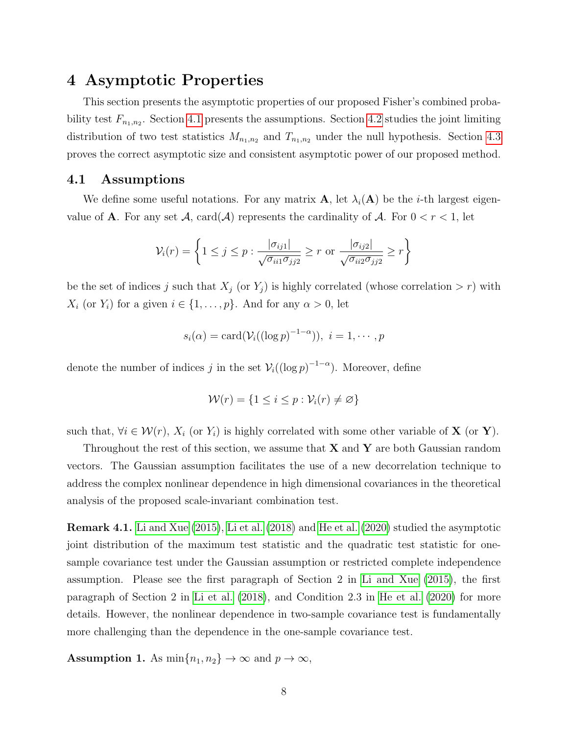# 4 Asymptotic Properties

This section presents the asymptotic properties of our proposed Fisher's combined probability test $F_{n_1,n_2}$. Section 4.1 presents the assumptions. Section 4.2 studies the joint limiting distribution of two test statistics $M_{n_1,n_2}$ and $T_{n_1,n_2}$ under the null hypothesis. Section 4.3 proves the correct asymptotic size and consistent asymptotic power of our proposed method.

## 4.1 Assumptions

We define some useful notations. For any matrix $\mathbf{A}$, let $\lambda_i(\mathbf{A})$ be the $i$-th largest eigenvalue of $\mathbf{A}$. For any set $\mathcal{A}$, $\text{card}(\mathcal{A})$ represents the cardinality of $\mathcal{A}$. For $0 < r < 1$, let

$$\mathcal{V}_i(r) = \left\{ 1 \le j \le p : \frac{|\sigma_{ij1}|}{\sqrt{\sigma_{ii1}\sigma_{jj2}}} \ge r \text{ or } \frac{|\sigma_{ij2}|}{\sqrt{\sigma_{ii2}\sigma_{jj2}}} \ge r \right\}$$

be the set of indices $j$ such that $X_j$ (or $Y_j$) is highly correlated (whose correlation $> r$) with $X_i$ (or $Y_i$) for a given $i \in \{1, \dots, p\}$. And for any $\alpha > 0$, let

$$s_i(\alpha) = \text{card}(\mathcal{V}_i((\log p)^{-1-\alpha})), \ i = 1, \cdots, p$$

denote the number of indices $j$ in the set $\mathcal{V}_i((\log p)^{-1-\alpha})$. Moreover, define

$$\mathcal{W}(r) = \{1 \le i \le p : \mathcal{V}_i(r) \ne \varnothing\}$$

such that, $\forall i \in \mathcal{W}(r)$, $X_i$ (or $Y_i$) is highly correlated with some other variable of $\mathbf{X}$ (or $\mathbf{Y}$).

Throughout the rest of this section, we assume that $\mathbf{X}$ and $\mathbf{Y}$ are both Gaussian random vectors. The Gaussian assumption facilitates the use of a new decorrelation technique to address the complex nonlinear dependence in high dimensional covariances in the theoretical analysis of the proposed scale-invariant combination test.

**Remark 4.1.** Li and Xue (2015), Li et al. (2018) and He et al. (2020) studied the asymptotic joint distribution of the maximum test statistic and the quadratic test statistic for one-sample covariance test under the Gaussian assumption or restricted complete independence assumption. Please see the first paragraph of Section 2 in Li and Xue (2015), the first paragraph of Section 2 in Li et al. (2018), and Condition 2.3 in He et al. (2020) for more details. However, the nonlinear dependence in two-sample covariance test is fundamentally more challenging than the dependence in the one-sample covariance test.

**Assumption 1.** As $\min\{n_1, n_2\} \to \infty$ and $p \to \infty$,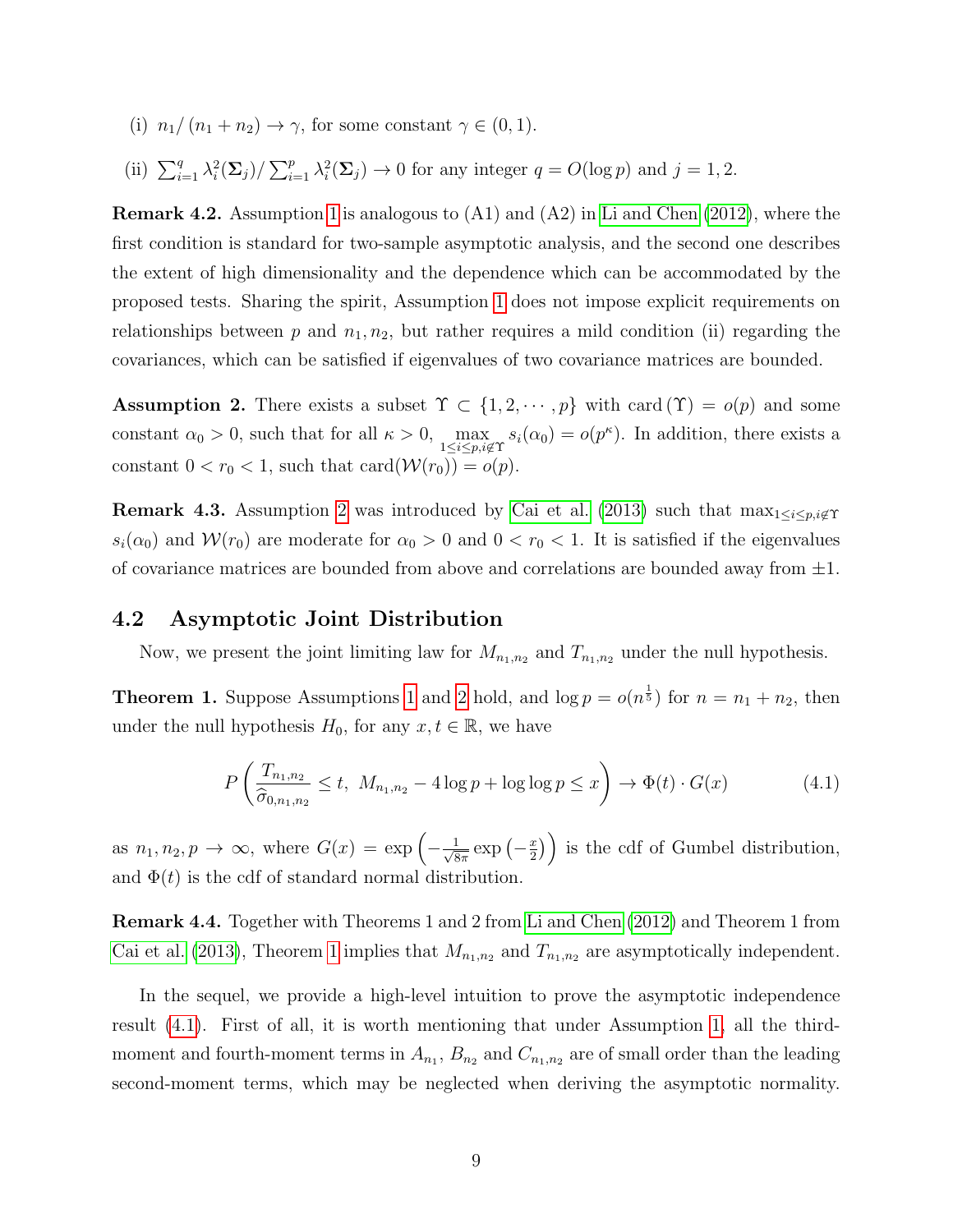(i) $n_1/(n_1+n_2) \to \gamma$, for some constant $\gamma \in (0,1)$.

(ii) $\sum_{i=1}^{q} \lambda_i^2(\mathbf{\Sigma}_j)/\sum_{i=1}^{p} \lambda_i^2(\mathbf{\Sigma}_j) \to 0$ for any integer $q = O(\log p)$ and $j = 1, 2$.

**Remark 4.2.** Assumption 1 is analogous to (A1) and (A2) in Li and Chen (2012), where the first condition is standard for two-sample asymptotic analysis, and the second one describes the extent of high dimensionality and the dependence which can be accommodated by the proposed tests. Sharing the spirit, Assumption 1 does not impose explicit requirements on relationships between $p$ and $n_1, n_2$, but rather requires a mild condition (ii) regarding the covariances, which can be satisfied if eigenvalues of two covariance matrices are bounded.

**Assumption 2.** There exists a subset $\Upsilon \subset \{1, 2, \cdots, p\}$ with $\text{card}(\Upsilon) = o(p)$ and some constant $\alpha_0 > 0$, such that for all $\kappa > 0$, $\max_{1 \le i \le p, i \notin \Upsilon} s_i(\alpha_0) = o(p^\kappa)$. In addition, there exists a constant $0 < r_0 < 1$, such that $\text{card}(\mathcal{W}(r_0)) = o(p)$.

**Remark 4.3.** Assumption 2 was introduced by Cai et al. (2013) such that $\max_{1 \le i \le p, i \notin \Upsilon} s_i(\alpha_0)$ and $\mathcal{W}(r_0)$ are moderate for $\alpha_0 > 0$ and $0 < r_0 < 1$. It is satisfied if the eigenvalues of covariance matrices are bounded from above and correlations are bounded away from $\pm 1$.

## 4.2 Asymptotic Joint Distribution

Now, we present the joint limiting law for $M_{n_1,n_2}$ and $T_{n_1,n_2}$ under the null hypothesis.

**Theorem 1.** Suppose Assumptions 1 and 2 hold, and $\log p = o(n^{\frac{1}{5}})$ for $n = n_1 + n_2$, then under the null hypothesis $H_0$, for any $x, t \in \mathbb{R}$, we have

$$P\left(\frac{T_{n_1,n_2}}{\widehat{\sigma}_{0,n_1,n_2}} \le t,\ M_{n_1,n_2} - 4\log p + \log\log p \le x\right) \to \Phi(t) \cdot G(x) \tag{4.1}$$

as $n_1, n_2, p \to \infty$, where $G(x) = \exp\left(-\frac{1}{\sqrt{8\pi}}\exp\left(-\frac{x}{2}\right)\right)$ is the cdf of Gumbel distribution, and $\Phi(t)$ is the cdf of standard normal distribution.

**Remark 4.4.** Together with Theorems 1 and 2 from Li and Chen (2012) and Theorem 1 from Cai et al. (2013), Theorem 1 implies that $M_{n_1,n_2}$ and $T_{n_1,n_2}$ are asymptotically independent.

In the sequel, we provide a high-level intuition to prove the asymptotic independence result (4.1). First of all, it is worth mentioning that under Assumption 1, all the third-moment and fourth-moment terms in $A_{n_1}$, $B_{n_2}$ and $C_{n_1,n_2}$ are of small order than the leading second-moment terms, which may be neglected when deriving the asymptotic normality.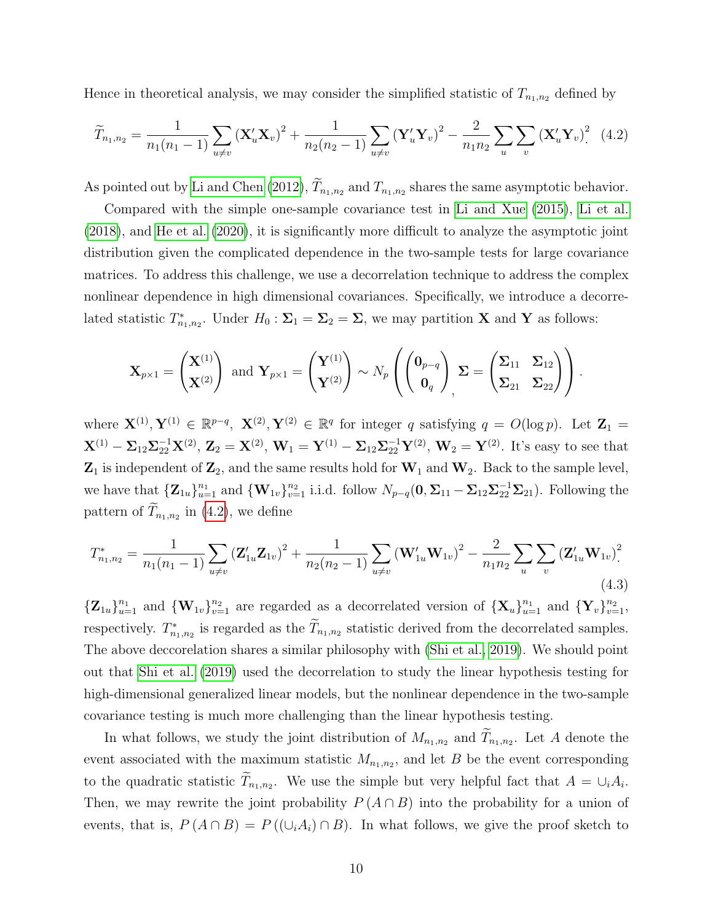Hence in theoretical analysis, we may consider the simplified statistic of $T_{n_1,n_2}$ defined by

$$\widetilde{T}_{n_1,n_2} = \frac{1}{n_1(n_1-1)} \sum_{u \neq v} \left(\mathbf{X}_u' \mathbf{X}_v\right)^2 + \frac{1}{n_2(n_2-1)} \sum_{u \neq v} \left(\mathbf{Y}_u' \mathbf{Y}_v\right)^2 - \frac{2}{n_1 n_2} \sum_u \sum_v \left(\mathbf{X}_u' \mathbf{Y}_v\right)^2. \quad (4.2)$$

As pointed out by Li and Chen (2012), $\widetilde{T}_{n_1,n_2}$ and $T_{n_1,n_2}$ shares the same asymptotic behavior.

Compared with the simple one-sample covariance test in Li and Xue (2015), Li et al. (2018), and He et al. (2020), it is significantly more difficult to analyze the asymptotic joint distribution given the complicated dependence in the two-sample tests for large covariance matrices. To address this challenge, we use a decorrelation technique to address the complex nonlinear dependence in high dimensional covariances. Specifically, we introduce a decorrelated statistic $T^*_{n_1,n_2}$. Under $H_0: \mathbf{\Sigma}_1 = \mathbf{\Sigma}_2 = \mathbf{\Sigma}$, we may partition $\mathbf{X}$ and $\mathbf{Y}$ as follows:

$$\mathbf{X}_{p\times 1} = \begin{pmatrix} \mathbf{X}^{(1)} \\ \mathbf{X}^{(2)} \end{pmatrix} \text{ and } \mathbf{Y}_{p\times 1} = \begin{pmatrix} \mathbf{Y}^{(1)} \\ \mathbf{Y}^{(2)} \end{pmatrix} \sim N_p \left( \begin{pmatrix} \mathbf{0}_{p-q} \\ \mathbf{0}_q \end{pmatrix}, \mathbf{\Sigma} = \begin{pmatrix} \mathbf{\Sigma}_{11} & \mathbf{\Sigma}_{12} \\ \mathbf{\Sigma}_{21} & \mathbf{\Sigma}_{22} \end{pmatrix} \right).$$

where $\mathbf{X}^{(1)}, \mathbf{Y}^{(1)} \in \mathbb{R}^{p-q}$, $\mathbf{X}^{(2)}, \mathbf{Y}^{(2)} \in \mathbb{R}^{q}$ for integer $q$ satisfying $q = O(\log p)$. Let $\mathbf{Z}_1 = \mathbf{X}^{(1)} - \mathbf{\Sigma}_{12}\mathbf{\Sigma}_{22}^{-1}\mathbf{X}^{(2)}$, $\mathbf{Z}_2 = \mathbf{X}^{(2)}$, $\mathbf{W}_1 = \mathbf{Y}^{(1)} - \mathbf{\Sigma}_{12}\mathbf{\Sigma}_{22}^{-1}\mathbf{Y}^{(2)}$, $\mathbf{W}_2 = \mathbf{Y}^{(2)}$. It's easy to see that $\mathbf{Z}_1$ is independent of $\mathbf{Z}_2$, and the same results hold for $\mathbf{W}_1$ and $\mathbf{W}_2$. Back to the sample level, we have that $\{\mathbf{Z}_{1u}\}_{u=1}^{n_1}$ and $\{\mathbf{W}_{1v}\}_{v=1}^{n_2}$ i.i.d. follow $N_{p-q}(\mathbf{0}, \mathbf{\Sigma}_{11} - \mathbf{\Sigma}_{12}\mathbf{\Sigma}_{22}^{-1}\mathbf{\Sigma}_{21})$. Following the pattern of $\widetilde{T}_{n_1,n_2}$ in (4.2), we define

$$T^*_{n_1,n_2} = \frac{1}{n_1(n_1-1)} \sum_{u \neq v} \left(\mathbf{Z}_{1u}' \mathbf{Z}_{1v}\right)^2 + \frac{1}{n_2(n_2-1)} \sum_{u \neq v} \left(\mathbf{W}_{1u}' \mathbf{W}_{1v}\right)^2 - \frac{2}{n_1 n_2} \sum_u \sum_v \left(\mathbf{Z}_{1u}' \mathbf{W}_{1v}\right)^2. \quad (4.3)$$

$\{\mathbf{Z}_{1u}\}_{u=1}^{n_1}$ and $\{\mathbf{W}_{1v}\}_{v=1}^{n_2}$ are regarded as a decorrelated version of $\{\mathbf{X}_u\}_{u=1}^{n_1}$ and $\{\mathbf{Y}_v\}_{v=1}^{n_2}$, respectively. $T^*_{n_1,n_2}$ is regarded as the $\widetilde{T}_{n_1,n_2}$ statistic derived from the decorrelated samples. The above deccorelation shares a similar philosophy with (Shi et al., 2019). We should point out that Shi et al. (2019) used the decorrelation to study the linear hypothesis testing for high-dimensional generalized linear models, but the nonlinear dependence in the two-sample covariance testing is much more challenging than the linear hypothesis testing.

In what follows, we study the joint distribution of $M_{n_1,n_2}$ and $\widetilde{T}_{n_1,n_2}$. Let $A$ denote the event associated with the maximum statistic $M_{n_1,n_2}$, and let $B$ be the event corresponding to the quadratic statistic $\widetilde{T}_{n_1,n_2}$. We use the simple but very helpful fact that $A = \cup_i A_i$. Then, we may rewrite the joint probability $P(A \cap B)$ into the probability for a union of events, that is, $P(A \cap B) = P((\cup_i A_i) \cap B)$. In what follows, we give the proof sketch to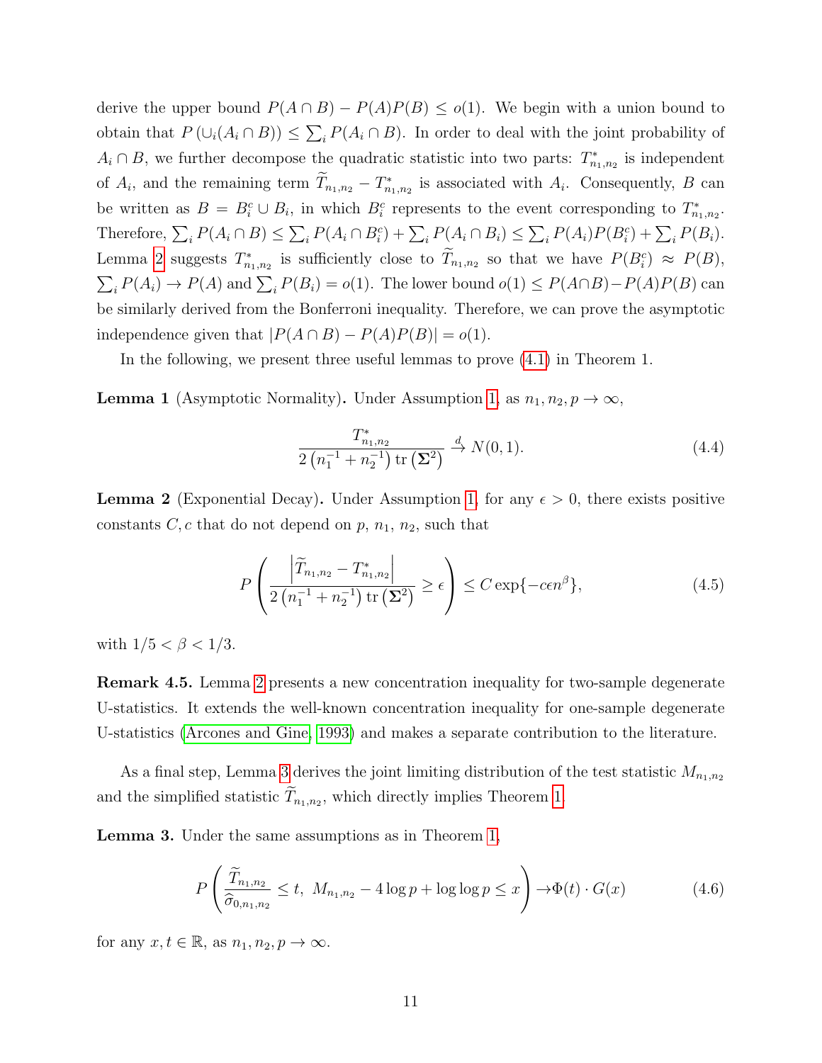derive the upper bound $P(A \cap B) - P(A)P(B) \leq o(1)$. We begin with a union bound to obtain that $P\left(\cup_i (A_i \cap B)\right) \leq \sum_i P(A_i \cap B)$. In order to deal with the joint probability of $A_i \cap B$, we further decompose the quadratic statistic into two parts: $T^*_{n_1,n_2}$ is independent of $A_i$, and the remaining term $\widetilde{T}_{n_1,n_2} - T^*_{n_1,n_2}$ is associated with $A_i$. Consequently, $B$ can be written as $B = B_i^c \cup B_i$, in which $B_i^c$ represents to the event corresponding to $T^*_{n_1,n_2}$. Therefore, $\sum_i P(A_i \cap B) \leq \sum_i P(A_i \cap B_i^c) + \sum_i P(A_i \cap B_i) \leq \sum_i P(A_i)P(B_i^c) + \sum_i P(B_i)$. Lemma 2 suggests $T^*_{n_1,n_2}$ is sufficiently close to $\widetilde{T}_{n_1,n_2}$ so that we have $P(B_i^c) \approx P(B)$, $\sum_i P(A_i) \to P(A)$ and $\sum_i P(B_i) = o(1)$. The lower bound $o(1) \leq P(A \cap B) - P(A)P(B)$ can be similarly derived from the Bonferroni inequality. Therefore, we can prove the asymptotic independence given that $|P(A \cap B) - P(A)P(B)| = o(1)$.

In the following, we present three useful lemmas to prove (4.1) in Theorem 1.

**Lemma 1** (Asymptotic Normality)**.** Under Assumption 1, as $n_1, n_2, p \to \infty$,

$$\frac{T^*_{n_1,n_2}}{2\left(n_1^{-1} + n_2^{-1}\right)\operatorname{tr}\left(\mathbf{\Sigma}^2\right)} \xrightarrow{d} N(0,1). \tag{4.4}$$

**Lemma 2** (Exponential Decay)**.** Under Assumption 1, for any $\epsilon > 0$, there exists positive constants $C, c$ that do not depend on $p$, $n_1$, $n_2$, such that

$$P\left(\frac{\left|\widetilde{T}_{n_1,n_2} - T^*_{n_1,n_2}\right|}{2\left(n_1^{-1} + n_2^{-1}\right)\operatorname{tr}\left(\mathbf{\Sigma}^2\right)} \geq \epsilon\right) \leq C\exp\{-c\epsilon n^{\beta}\}, \tag{4.5}$$

with $1/5 < \beta < 1/3$.

**Remark 4.5.** Lemma 2 presents a new concentration inequality for two-sample degenerate U-statistics. It extends the well-known concentration inequality for one-sample degenerate U-statistics (Arcones and Gine, 1993) and makes a separate contribution to the literature.

As a final step, Lemma 3 derives the joint limiting distribution of the test statistic $M_{n_1,n_2}$ and the simplified statistic $\widetilde{T}_{n_1,n_2}$, which directly implies Theorem 1.

**Lemma 3.** Under the same assumptions as in Theorem 1,

$$P\left(\frac{\widetilde{T}_{n_1,n_2}}{\widehat{\sigma}_{0,n_1,n_2}} \leq t,\ M_{n_1,n_2} - 4\log p + \log\log p \leq x\right) \to \Phi(t) \cdot G(x) \tag{4.6}$$

for any $x, t \in \mathbb{R}$, as $n_1, n_2, p \to \infty$.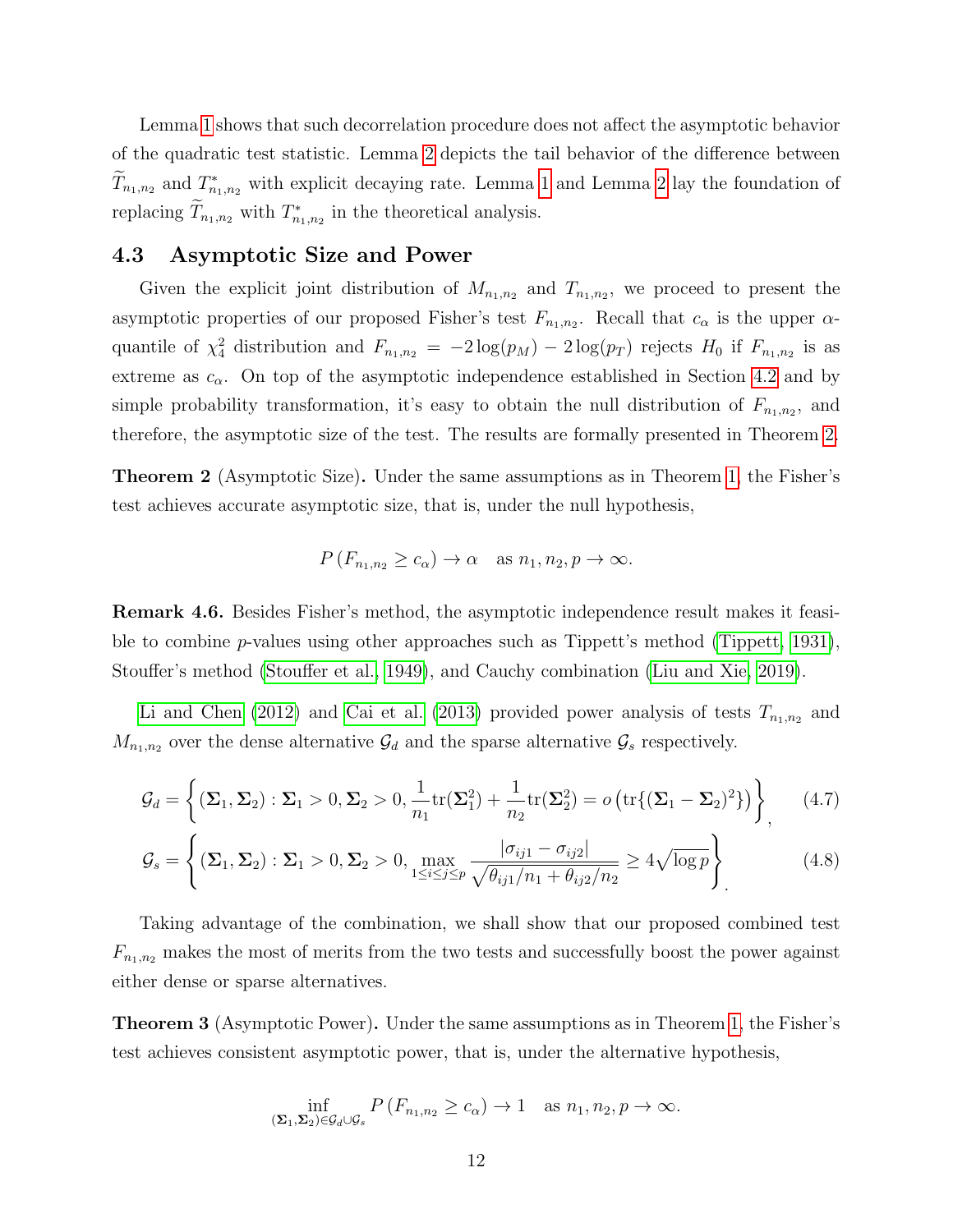Lemma 1 shows that such decorrelation procedure does not affect the asymptotic behavior of the quadratic test statistic. Lemma 2 depicts the tail behavior of the difference between $\widetilde{T}_{n_1,n_2}$ and $T^*_{n_1,n_2}$ with explicit decaying rate. Lemma 1 and Lemma 2 lay the foundation of replacing $\widetilde{T}_{n_1,n_2}$ with $T^*_{n_1,n_2}$ in the theoretical analysis.

### 4.3 Asymptotic Size and Power

Given the explicit joint distribution of $M_{n_1,n_2}$ and $T_{n_1,n_2}$, we proceed to present the asymptotic properties of our proposed Fisher's test $F_{n_1,n_2}$. Recall that $c_\alpha$ is the upper $\alpha$-quantile of $\chi^2_4$ distribution and $F_{n_1,n_2} = -2\log(p_M) - 2\log(p_T)$ rejects $H_0$ if $F_{n_1,n_2}$ is as extreme as $c_\alpha$. On top of the asymptotic independence established in Section 4.2 and by simple probability transformation, it's easy to obtain the null distribution of $F_{n_1,n_2}$, and therefore, the asymptotic size of the test. The results are formally presented in Theorem 2.

**Theorem 2** (Asymptotic Size)**.** Under the same assumptions as in Theorem 1, the Fisher's test achieves accurate asymptotic size, that is, under the null hypothesis,

$$P\left(F_{n_1,n_2} \geq c_\alpha\right) \to \alpha \quad \text{as } n_1, n_2, p \to \infty.$$

**Remark 4.6.** Besides Fisher's method, the asymptotic independence result makes it feasible to combine $p$-values using other approaches such as Tippett's method (Tippett, 1931), Stouffer's method (Stouffer et al., 1949), and Cauchy combination (Liu and Xie, 2019).

Li and Chen (2012) and Cai et al. (2013) provided power analysis of tests $T_{n_1,n_2}$ and $M_{n_1,n_2}$ over the dense alternative $\mathcal{G}_d$ and the sparse alternative $\mathcal{G}_s$ respectively.

$$\mathcal{G}_d = \left\{(\mathbf{\Sigma}_1, \mathbf{\Sigma}_2) : \mathbf{\Sigma}_1 > 0, \mathbf{\Sigma}_2 > 0, \frac{1}{n_1}\text{tr}(\mathbf{\Sigma}_1^2) + \frac{1}{n_2}\text{tr}(\mathbf{\Sigma}_2^2) = o\left(\text{tr}\{(\mathbf{\Sigma}_1 - \mathbf{\Sigma}_2)^2\}\right)\right\}, \tag{4.7}$$

$$\mathcal{G}_s = \left\{(\mathbf{\Sigma}_1, \mathbf{\Sigma}_2) : \mathbf{\Sigma}_1 > 0, \mathbf{\Sigma}_2 > 0, \max_{1\leq i\leq j\leq p} \frac{|\sigma_{ij1} - \sigma_{ij2}|}{\sqrt{\theta_{ij1}/n_1 + \theta_{ij2}/n_2}} \geq 4\sqrt{\log p}\right\}. \tag{4.8}$$

Taking advantage of the combination, we shall show that our proposed combined test $F_{n_1,n_2}$ makes the most of merits from the two tests and successfully boost the power against either dense or sparse alternatives.

**Theorem 3** (Asymptotic Power)**.** Under the same assumptions as in Theorem 1, the Fisher's test achieves consistent asymptotic power, that is, under the alternative hypothesis,

$$\inf_{(\mathbf{\Sigma}_1, \mathbf{\Sigma}_2)\in\mathcal{G}_d\cup\mathcal{G}_s} P\left(F_{n_1,n_2} \geq c_\alpha\right) \to 1 \quad \text{as } n_1, n_2, p \to \infty.$$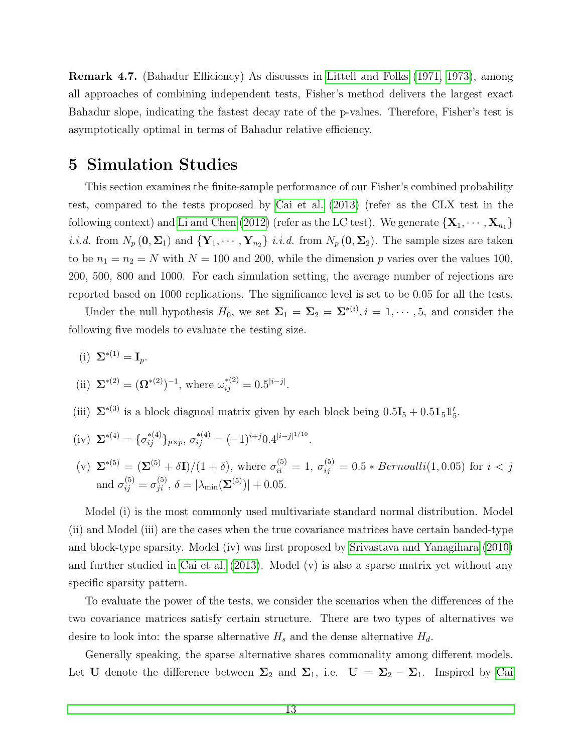**Remark 4.7.** (Bahadur Efficiency) As discusses in Littell and Folks (1971, 1973), among all approaches of combining independent tests, Fisher's method delivers the largest exact Bahadur slope, indicating the fastest decay rate of the p-values. Therefore, Fisher's test is asymptotically optimal in terms of Bahadur relative efficiency.

# 5 Simulation Studies

This section examines the finite-sample performance of our Fisher's combined probability test, compared to the tests proposed by Cai et al. (2013) (refer as the CLX test in the following context) and Li and Chen (2012) (refer as the LC test). We generate $\{\mathbf{X}_1, \cdots, \mathbf{X}_{n_1}\}$ *i.i.d.* from $N_p(\mathbf{0}, \mathbf{\Sigma}_1)$ and $\{\mathbf{Y}_1, \cdots, \mathbf{Y}_{n_2}\}$ *i.i.d.* from $N_p(\mathbf{0}, \mathbf{\Sigma}_2)$. The sample sizes are taken to be $n_1 = n_2 = N$ with $N = 100$ and 200, while the dimension $p$ varies over the values 100, 200, 500, 800 and 1000. For each simulation setting, the average number of rejections are reported based on 1000 replications. The significance level is set to be 0.05 for all the tests.

Under the null hypothesis $H_0$, we set $\mathbf{\Sigma}_1 = \mathbf{\Sigma}_2 = \mathbf{\Sigma}^{*(i)}, i = 1, \cdots, 5$, and consider the following five models to evaluate the testing size.

(i) $\mathbf{\Sigma}^{*(1)} = \mathbf{I}_p$.

(ii) $\mathbf{\Sigma}^{*(2)} = (\mathbf{\Omega}^{*(2)})^{-1}$, where $\omega_{ij}^{*(2)} = 0.5^{|i-j|}$.

(iii) $\mathbf{\Sigma}^{*(3)}$ is a block diagnoal matrix given by each block being $0.5\mathbf{I}_5 + 0.5\mathbb{1}_5\mathbb{1}_5'$.

(iv) $\mathbf{\Sigma}^{*(4)} = \{\sigma_{ij}^{*(4)}\}_{p\times p}$, $\sigma_{ij}^{*(4)} = (-1)^{i+j} 0.4^{|i-j|^{1/10}}$.

(v) $\mathbf{\Sigma}^{*(5)} = (\mathbf{\Sigma}^{(5)} + \delta\mathbf{I})/(1+\delta)$, where $\sigma_{ii}^{(5)} = 1$, $\sigma_{ij}^{(5)} = 0.5 * Bernoulli(1, 0.05)$ for $i < j$ and $\sigma_{ij}^{(5)} = \sigma_{ji}^{(5)}$, $\delta = |\lambda_{\min}(\mathbf{\Sigma}^{(5)})| + 0.05$.

Model (i) is the most commonly used multivariate standard normal distribution. Model (ii) and Model (iii) are the cases when the true covariance matrices have certain banded-type and block-type sparsity. Model (iv) was first proposed by Srivastava and Yanagihara (2010) and further studied in Cai et al. (2013). Model (v) is also a sparse matrix yet without any specific sparsity pattern.

To evaluate the power of the tests, we consider the scenarios when the differences of the two covariance matrices satisfy certain structure. There are two types of alternatives we desire to look into: the sparse alternative $H_s$ and the dense alternative $H_d$.

Generally speaking, the sparse alternative shares commonality among different models. Let $\mathbf{U}$ denote the difference between $\mathbf{\Sigma}_2$ and $\mathbf{\Sigma}_1$, i.e. $\mathbf{U} = \mathbf{\Sigma}_2 - \mathbf{\Sigma}_1$. Inspired by Cai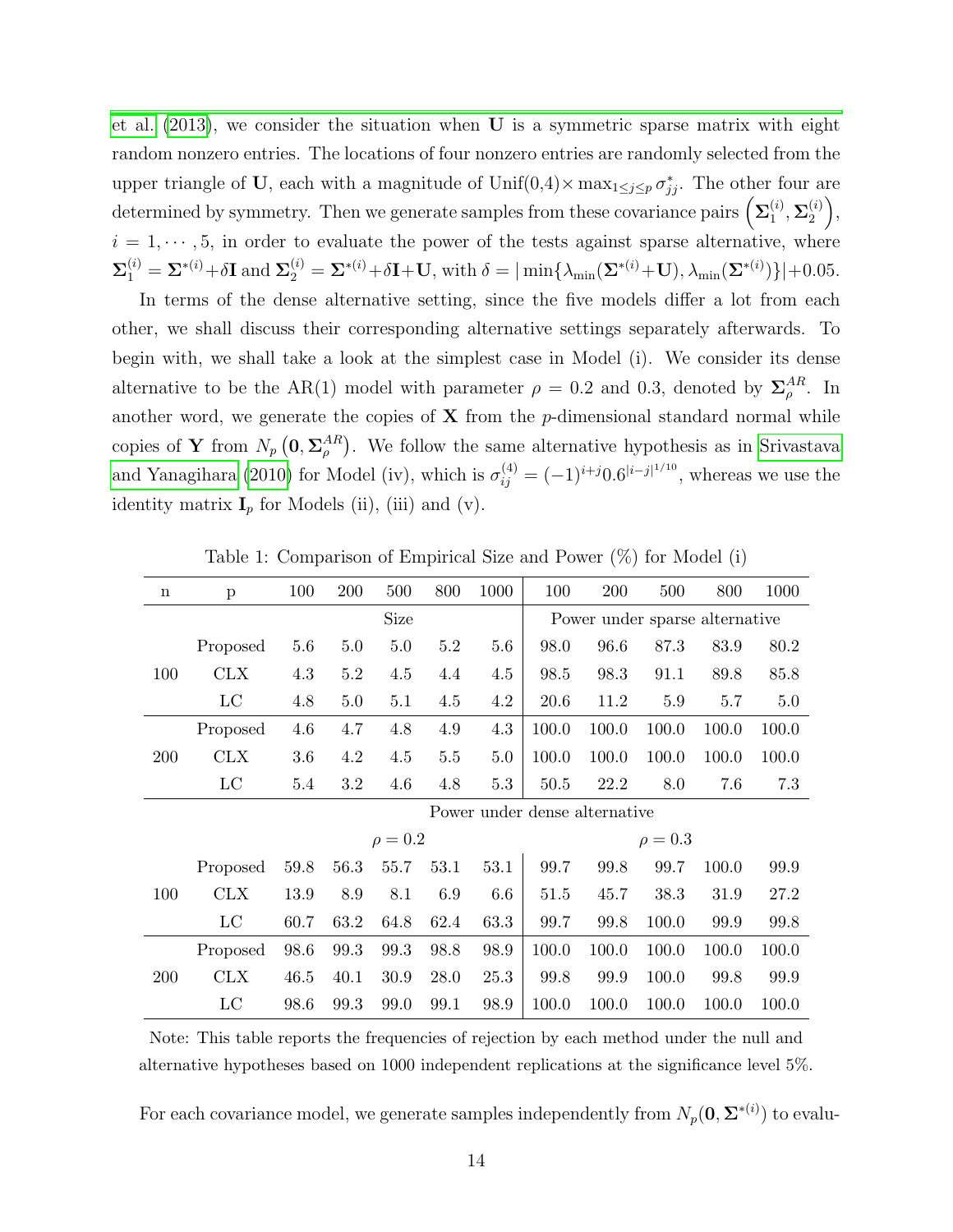et al. (2013), we consider the situation when $\mathbf{U}$ is a symmetric sparse matrix with eight random nonzero entries. The locations of four nonzero entries are randomly selected from the upper triangle of $\mathbf{U}$, each with a magnitude of Unif(0,4)$\times \max_{1\leq j\leq p} \sigma^*_{jj}$. The other four are determined by symmetry. Then we generate samples from these covariance pairs $\left(\mathbf{\Sigma}_1^{(i)}, \mathbf{\Sigma}_2^{(i)}\right)$, $i = 1, \cdots, 5$, in order to evaluate the power of the tests against sparse alternative, where $\mathbf{\Sigma}_1^{(i)} = \mathbf{\Sigma}^{*(i)} + \delta\mathbf{I}$ and $\mathbf{\Sigma}_2^{(i)} = \mathbf{\Sigma}^{*(i)} + \delta\mathbf{I} + \mathbf{U}$, with $\delta = |\min\{\lambda_{\min}(\mathbf{\Sigma}^{*(i)} + \mathbf{U}), \lambda_{\min}(\mathbf{\Sigma}^{*(i)})\}| + 0.05$.

In terms of the dense alternative setting, since the five models differ a lot from each other, we shall discuss their corresponding alternative settings separately afterwards. To begin with, we shall take a look at the simplest case in Model (i). We consider its dense alternative to be the AR(1) model with parameter $\rho = 0.2$ and 0.3, denoted by $\mathbf{\Sigma}_\rho^{AR}$. In another word, we generate the copies of $\mathbf{X}$ from the $p$-dimensional standard normal while copies of $\mathbf{Y}$ from $N_p\left(\mathbf{0}, \mathbf{\Sigma}_\rho^{AR}\right)$. We follow the same alternative hypothesis as in Srivastava and Yanagihara (2010) for Model (iv), which is $\sigma_{ij}^{(4)} = (-1)^{i+j} 0.6^{|i-j|^{1/10}}$, whereas we use the identity matrix $\mathbf{I}_p$ for Models (ii), (iii) and (v).

Table 1: Comparison of Empirical Size and Power (%) for Model (i)

| n | p | 100 | 200 | 500 | 800 | 1000 | 100 | 200 | 500 | 800 | 1000 |
|---|---|---|---|---|---|---|---|---|---|---|---|
| | | Size | | | | | Power under sparse alternative | | | | |
| 100 | Proposed | 5.6 | 5.0 | 5.0 | 5.2 | 5.6 | 98.0 | 96.6 | 87.3 | 83.9 | 80.2 |
| | CLX | 4.3 | 5.2 | 4.5 | 4.4 | 4.5 | 98.5 | 98.3 | 91.1 | 89.8 | 85.8 |
| | LC | 4.8 | 5.0 | 5.1 | 4.5 | 4.2 | 20.6 | 11.2 | 5.9 | 5.7 | 5.0 |
| 200 | Proposed | 4.6 | 4.7 | 4.8 | 4.9 | 4.3 | 100.0 | 100.0 | 100.0 | 100.0 | 100.0 |
| | CLX | 3.6 | 4.2 | 4.5 | 5.5 | 5.0 | 100.0 | 100.0 | 100.0 | 100.0 | 100.0 |
| | LC | 5.4 | 3.2 | 4.6 | 4.8 | 5.3 | 50.5 | 22.2 | 8.0 | 7.6 | 7.3 |
| | | Power under dense alternative | | | | | | | | | |
| | | $\rho = 0.2$ | | | | | $\rho = 0.3$ | | | | |
| 100 | Proposed | 59.8 | 56.3 | 55.7 | 53.1 | 53.1 | 99.7 | 99.8 | 99.7 | 100.0 | 99.9 |
| | CLX | 13.9 | 8.9 | 8.1 | 6.9 | 6.6 | 51.5 | 45.7 | 38.3 | 31.9 | 27.2 |
| | LC | 60.7 | 63.2 | 64.8 | 62.4 | 63.3 | 99.7 | 99.8 | 100.0 | 99.9 | 99.8 |
| 200 | Proposed | 98.6 | 99.3 | 99.3 | 98.8 | 98.9 | 100.0 | 100.0 | 100.0 | 100.0 | 100.0 |
| | CLX | 46.5 | 40.1 | 30.9 | 28.0 | 25.3 | 99.8 | 99.9 | 100.0 | 99.8 | 99.9 |
| | LC | 98.6 | 99.3 | 99.0 | 99.1 | 98.9 | 100.0 | 100.0 | 100.0 | 100.0 | 100.0 |

Note: This table reports the frequencies of rejection by each method under the null and alternative hypotheses based on 1000 independent replications at the significance level 5%.

For each covariance model, we generate samples independently from $N_p(\mathbf{0}, \mathbf{\Sigma}^{*(i)})$ to evalu-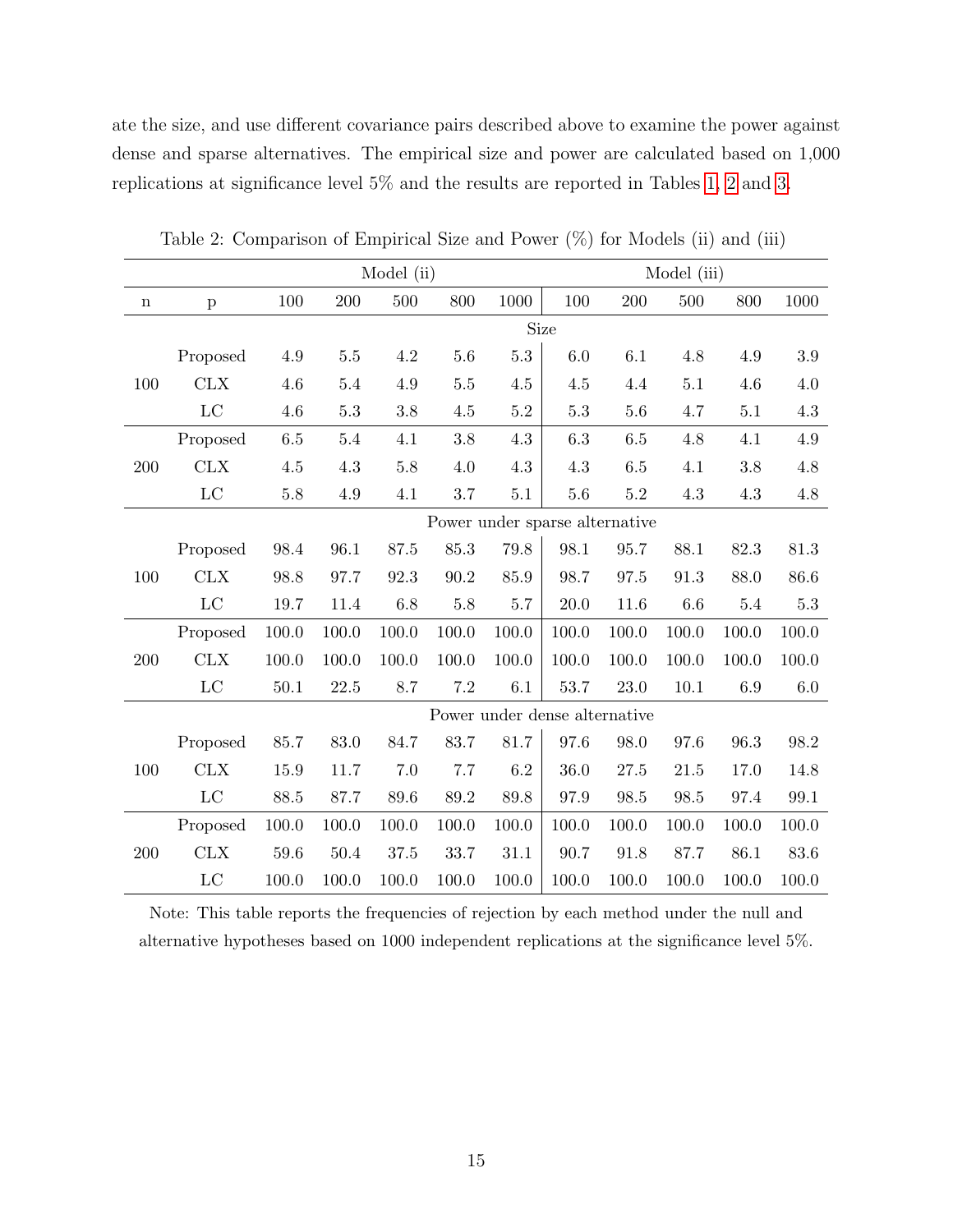ate the size, and use different covariance pairs described above to examine the power against dense and sparse alternatives. The empirical size and power are calculated based on 1,000 replications at significance level 5% and the results are reported in Tables 1, 2 and 3.

Table 2: Comparison of Empirical Size and Power (%) for Models (ii) and (iii)

| | | Model (ii) | | | | | Model (iii) | | | | |
|---|---|---|---|---|---|---|---|---|---|---|---|
| n | p | 100 | 200 | 500 | 800 | 1000 | 100 | 200 | 500 | 800 | 1000 |
| | | | | | | Size | | | | | |
| 100 | Proposed | 4.9 | 5.5 | 4.2 | 5.6 | 5.3 | 6.0 | 6.1 | 4.8 | 4.9 | 3.9 |
| | CLX | 4.6 | 5.4 | 4.9 | 5.5 | 4.5 | 4.5 | 4.4 | 5.1 | 4.6 | 4.0 |
| | LC | 4.6 | 5.3 | 3.8 | 4.5 | 5.2 | 5.3 | 5.6 | 4.7 | 5.1 | 4.3 |
| 200 | Proposed | 6.5 | 5.4 | 4.1 | 3.8 | 4.3 | 6.3 | 6.5 | 4.8 | 4.1 | 4.9 |
| | CLX | 4.5 | 4.3 | 5.8 | 4.0 | 4.3 | 4.3 | 6.5 | 4.1 | 3.8 | 4.8 |
| | LC | 5.8 | 4.9 | 4.1 | 3.7 | 5.1 | 5.6 | 5.2 | 4.3 | 4.3 | 4.8 |
| | | | | | | Power under sparse alternative | | | | | |
| 100 | Proposed | 98.4 | 96.1 | 87.5 | 85.3 | 79.8 | 98.1 | 95.7 | 88.1 | 82.3 | 81.3 |
| | CLX | 98.8 | 97.7 | 92.3 | 90.2 | 85.9 | 98.7 | 97.5 | 91.3 | 88.0 | 86.6 |
| | LC | 19.7 | 11.4 | 6.8 | 5.8 | 5.7 | 20.0 | 11.6 | 6.6 | 5.4 | 5.3 |
| 200 | Proposed | 100.0 | 100.0 | 100.0 | 100.0 | 100.0 | 100.0 | 100.0 | 100.0 | 100.0 | 100.0 |
| | CLX | 100.0 | 100.0 | 100.0 | 100.0 | 100.0 | 100.0 | 100.0 | 100.0 | 100.0 | 100.0 |
| | LC | 50.1 | 22.5 | 8.7 | 7.2 | 6.1 | 53.7 | 23.0 | 10.1 | 6.9 | 6.0 |
| | | | | | | Power under dense alternative | | | | | |
| 100 | Proposed | 85.7 | 83.0 | 84.7 | 83.7 | 81.7 | 97.6 | 98.0 | 97.6 | 96.3 | 98.2 |
| | CLX | 15.9 | 11.7 | 7.0 | 7.7 | 6.2 | 36.0 | 27.5 | 21.5 | 17.0 | 14.8 |
| | LC | 88.5 | 87.7 | 89.6 | 89.2 | 89.8 | 97.9 | 98.5 | 98.5 | 97.4 | 99.1 |
| 200 | Proposed | 100.0 | 100.0 | 100.0 | 100.0 | 100.0 | 100.0 | 100.0 | 100.0 | 100.0 | 100.0 |
| | CLX | 59.6 | 50.4 | 37.5 | 33.7 | 31.1 | 90.7 | 91.8 | 87.7 | 86.1 | 83.6 |
| | LC | 100.0 | 100.0 | 100.0 | 100.0 | 100.0 | 100.0 | 100.0 | 100.0 | 100.0 | 100.0 |

Note: This table reports the frequencies of rejection by each method under the null and alternative hypotheses based on 1000 independent replications at the significance level 5%.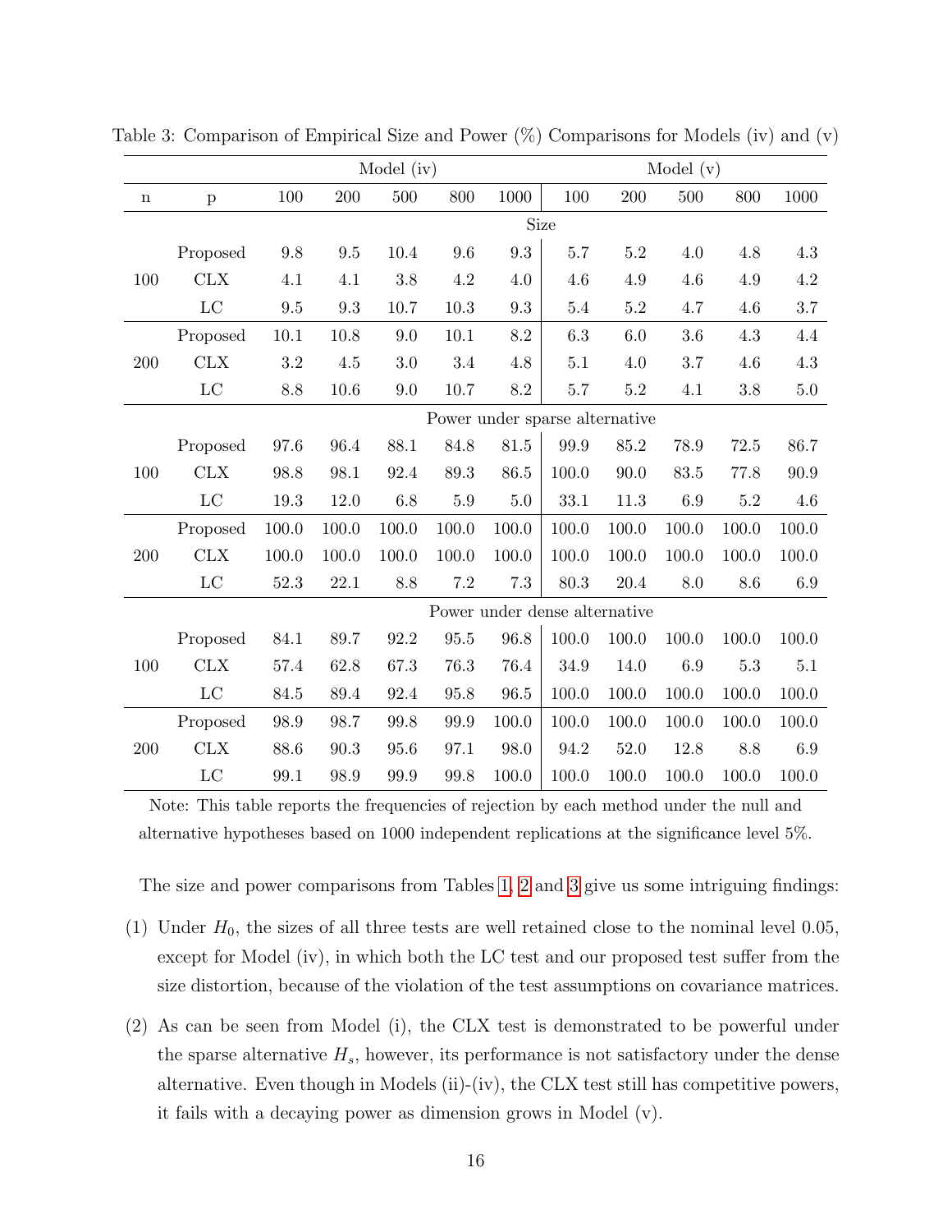Table 3: Comparison of Empirical Size and Power (%) Comparisons for Models (iv) and (v)

| | | Model (iv) | | | | | Model (v) | | | | |
|---|---|---|---|---|---|---|---|---|---|---|---|
| n | p | 100 | 200 | 500 | 800 | 1000 | 100 | 200 | 500 | 800 | 1000 |
| | | Size | | | | | | | | | |
| 100 | Proposed | 9.8 | 9.5 | 10.4 | 9.6 | 9.3 | 5.7 | 5.2 | 4.0 | 4.8 | 4.3 |
| | CLX | 4.1 | 4.1 | 3.8 | 4.2 | 4.0 | 4.6 | 4.9 | 4.6 | 4.9 | 4.2 |
| | LC | 9.5 | 9.3 | 10.7 | 10.3 | 9.3 | 5.4 | 5.2 | 4.7 | 4.6 | 3.7 |
| 200 | Proposed | 10.1 | 10.8 | 9.0 | 10.1 | 8.2 | 6.3 | 6.0 | 3.6 | 4.3 | 4.4 |
| | CLX | 3.2 | 4.5 | 3.0 | 3.4 | 4.8 | 5.1 | 4.0 | 3.7 | 4.6 | 4.3 |
| | LC | 8.8 | 10.6 | 9.0 | 10.7 | 8.2 | 5.7 | 5.2 | 4.1 | 3.8 | 5.0 |
| | | Power under sparse alternative | | | | | | | | | |
| 100 | Proposed | 97.6 | 96.4 | 88.1 | 84.8 | 81.5 | 99.9 | 85.2 | 78.9 | 72.5 | 86.7 |
| | CLX | 98.8 | 98.1 | 92.4 | 89.3 | 86.5 | 100.0 | 90.0 | 83.5 | 77.8 | 90.9 |
| | LC | 19.3 | 12.0 | 6.8 | 5.9 | 5.0 | 33.1 | 11.3 | 6.9 | 5.2 | 4.6 |
| 200 | Proposed | 100.0 | 100.0 | 100.0 | 100.0 | 100.0 | 100.0 | 100.0 | 100.0 | 100.0 | 100.0 |
| | CLX | 100.0 | 100.0 | 100.0 | 100.0 | 100.0 | 100.0 | 100.0 | 100.0 | 100.0 | 100.0 |
| | LC | 52.3 | 22.1 | 8.8 | 7.2 | 7.3 | 80.3 | 20.4 | 8.0 | 8.6 | 6.9 |
| | | Power under dense alternative | | | | | | | | | |
| 100 | Proposed | 84.1 | 89.7 | 92.2 | 95.5 | 96.8 | 100.0 | 100.0 | 100.0 | 100.0 | 100.0 |
| | CLX | 57.4 | 62.8 | 67.3 | 76.3 | 76.4 | 34.9 | 14.0 | 6.9 | 5.3 | 5.1 |
| | LC | 84.5 | 89.4 | 92.4 | 95.8 | 96.5 | 100.0 | 100.0 | 100.0 | 100.0 | 100.0 |
| 200 | Proposed | 98.9 | 98.7 | 99.8 | 99.9 | 100.0 | 100.0 | 100.0 | 100.0 | 100.0 | 100.0 |
| | CLX | 88.6 | 90.3 | 95.6 | 97.1 | 98.0 | 94.2 | 52.0 | 12.8 | 8.8 | 6.9 |
| | LC | 99.1 | 98.9 | 99.9 | 99.8 | 100.0 | 100.0 | 100.0 | 100.0 | 100.0 | 100.0 |

Note: This table reports the frequencies of rejection by each method under the null and alternative hypotheses based on 1000 independent replications at the significance level 5%.

The size and power comparisons from Tables 1, 2 and 3 give us some intriguing findings:

(1) Under $H_0$, the sizes of all three tests are well retained close to the nominal level 0.05, except for Model (iv), in which both the LC test and our proposed test suffer from the size distortion, because of the violation of the test assumptions on covariance matrices.

(2) As can be seen from Model (i), the CLX test is demonstrated to be powerful under the sparse alternative $H_s$, however, its performance is not satisfactory under the dense alternative. Even though in Models (ii)-(iv), the CLX test still has competitive powers, it fails with a decaying power as dimension grows in Model (v).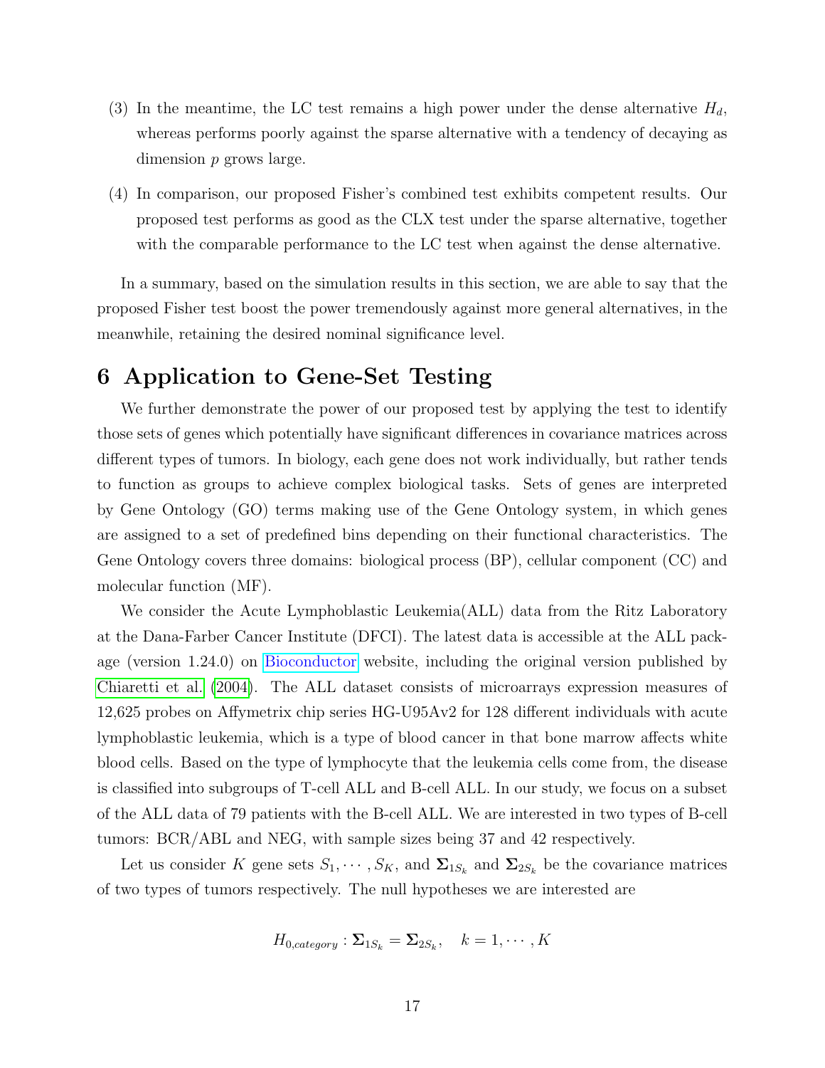(3) In the meantime, the LC test remains a high power under the dense alternative $H_d$, whereas performs poorly against the sparse alternative with a tendency of decaying as dimension $p$ grows large.

(4) In comparison, our proposed Fisher's combined test exhibits competent results. Our proposed test performs as good as the CLX test under the sparse alternative, together with the comparable performance to the LC test when against the dense alternative.

In a summary, based on the simulation results in this section, we are able to say that the proposed Fisher test boost the power tremendously against more general alternatives, in the meanwhile, retaining the desired nominal significance level.

# 6 Application to Gene-Set Testing

We further demonstrate the power of our proposed test by applying the test to identify those sets of genes which potentially have significant differences in covariance matrices across different types of tumors. In biology, each gene does not work individually, but rather tends to function as groups to achieve complex biological tasks. Sets of genes are interpreted by Gene Ontology (GO) terms making use of the Gene Ontology system, in which genes are assigned to a set of predefined bins depending on their functional characteristics. The Gene Ontology covers three domains: biological process (BP), cellular component (CC) and molecular function (MF).

We consider the Acute Lymphoblastic Leukemia(ALL) data from the Ritz Laboratory at the Dana-Farber Cancer Institute (DFCI). The latest data is accessible at the ALL package (version 1.24.0) on Bioconductor website, including the original version published by Chiaretti et al. (2004). The ALL dataset consists of microarrays expression measures of 12,625 probes on Affymetrix chip series HG-U95Av2 for 128 different individuals with acute lymphoblastic leukemia, which is a type of blood cancer in that bone marrow affects white blood cells. Based on the type of lymphocyte that the leukemia cells come from, the disease is classified into subgroups of T-cell ALL and B-cell ALL. In our study, we focus on a subset of the ALL data of 79 patients with the B-cell ALL. We are interested in two types of B-cell tumors: BCR/ABL and NEG, with sample sizes being 37 and 42 respectively.

Let us consider $K$ gene sets $S_1, \cdots, S_K$, and $\mathbf{\Sigma}_{1S_k}$ and $\mathbf{\Sigma}_{2S_k}$ be the covariance matrices of two types of tumors respectively. The null hypotheses we are interested are

$$H_{0,category} : \mathbf{\Sigma}_{1S_k} = \mathbf{\Sigma}_{2S_k}, \quad k = 1, \cdots, K$$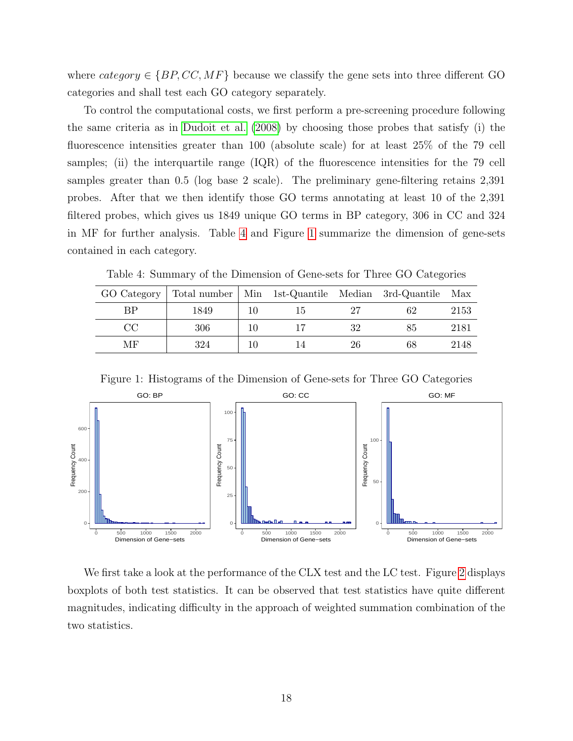where $category \in \{BP, CC, MF\}$ because we classify the gene sets into three different GO categories and shall test each GO category separately.

To control the computational costs, we first perform a pre-screening procedure following the same criteria as in Dudoit et al. (2008) by choosing those probes that satisfy (i) the fluorescence intensities greater than 100 (absolute scale) for at least 25% of the 79 cell samples; (ii) the interquartile range (IQR) of the fluorescence intensities for the 79 cell samples greater than 0.5 (log base 2 scale). The preliminary gene-filtering retains 2,391 probes. After that we then identify those GO terms annotating at least 10 of the 2,391 filtered probes, which gives us 1849 unique GO terms in BP category, 306 in CC and 324 in MF for further analysis. Table 4 and Figure 1 summarize the dimension of gene-sets contained in each category.

Table 4: Summary of the Dimension of Gene-sets for Three GO Categories

| GO Category | Total number | Min | 1st-Quantile | Median | 3rd-Quantile | Max |
|---|---|---|---|---|---|---|
| BP | 1849 | 10 | 15 | 27 | 62 | 2153 |
| CC | 306 | 10 | 17 | 32 | 85 | 2181 |
| MF | 324 | 10 | 14 | 26 | 68 | 2148 |

Figure 1: Histograms of the Dimension of Gene-sets for Three GO Categories

We first take a look at the performance of the CLX test and the LC test. Figure 2 displays boxplots of both test statistics. It can be observed that test statistics have quite different magnitudes, indicating difficulty in the approach of weighted summation combination of the two statistics.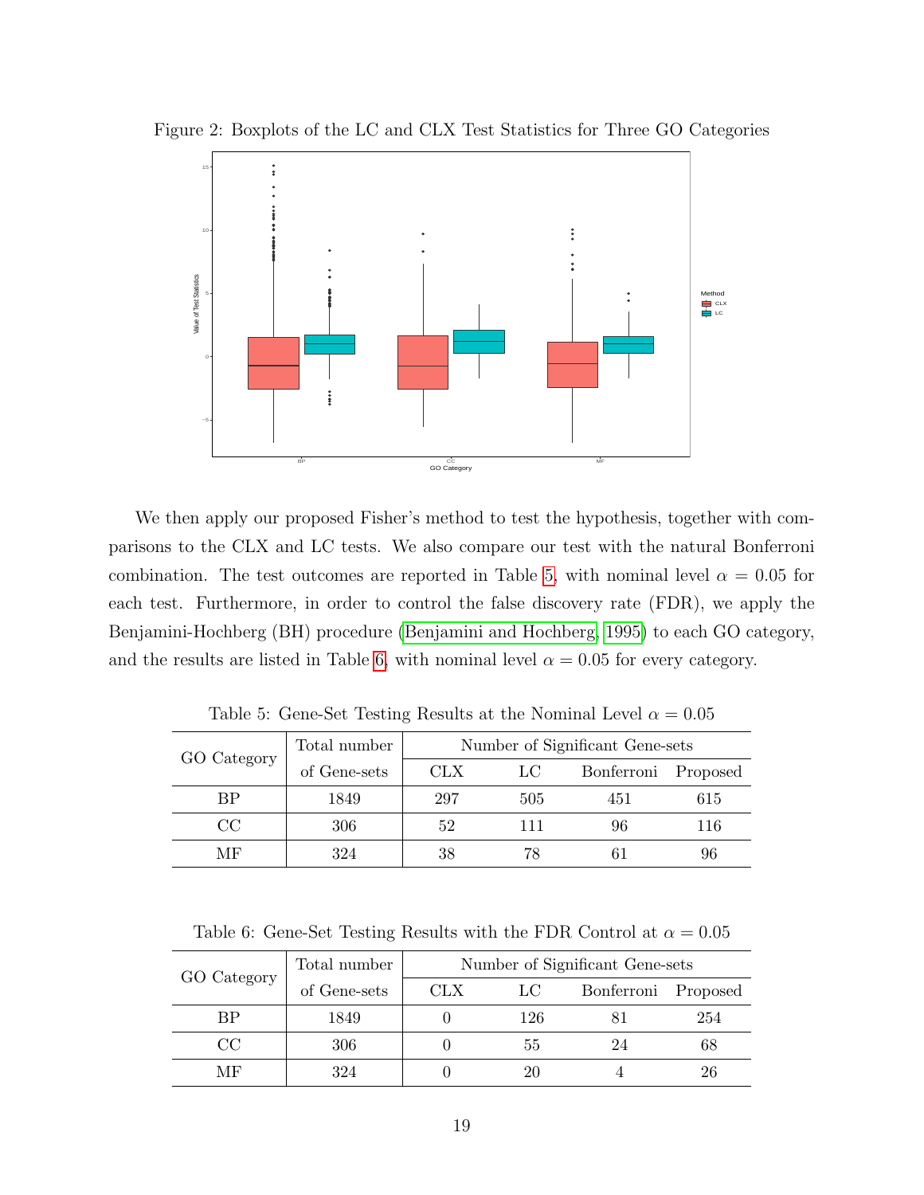Figure 2: Boxplots of the LC and CLX Test Statistics for Three GO Categories

We then apply our proposed Fisher's method to test the hypothesis, together with comparisons to the CLX and LC tests. We also compare our test with the natural Bonferroni combination. The test outcomes are reported in Table 5, with nominal level $\alpha = 0.05$ for each test. Furthermore, in order to control the false discovery rate (FDR), we apply the Benjamini-Hochberg (BH) procedure (Benjamini and Hochberg, 1995) to each GO category, and the results are listed in Table 6, with nominal level $\alpha = 0.05$ for every category.

Table 5: Gene-Set Testing Results at the Nominal Level $\alpha = 0.05$

| GO Category | Total number of Gene-sets | Number of Significant Gene-sets | | | |
|---|---|---|---|---|---|
| | | CLX | LC | Bonferroni | Proposed |
| BP | 1849 | 297 | 505 | 451 | 615 |
| CC | 306 | 52 | 111 | 96 | 116 |
| MF | 324 | 38 | 78 | 61 | 96 |

Table 6: Gene-Set Testing Results with the FDR Control at $\alpha = 0.05$

| GO Category | Total number of Gene-sets | Number of Significant Gene-sets | | | |
|---|---|---|---|---|---|
| | | CLX | LC | Bonferroni | Proposed |
| BP | 1849 | 0 | 126 | 81 | 254 |
| CC | 306 | 0 | 55 | 24 | 68 |
| MF | 324 | 0 | 20 | 4 | 26 |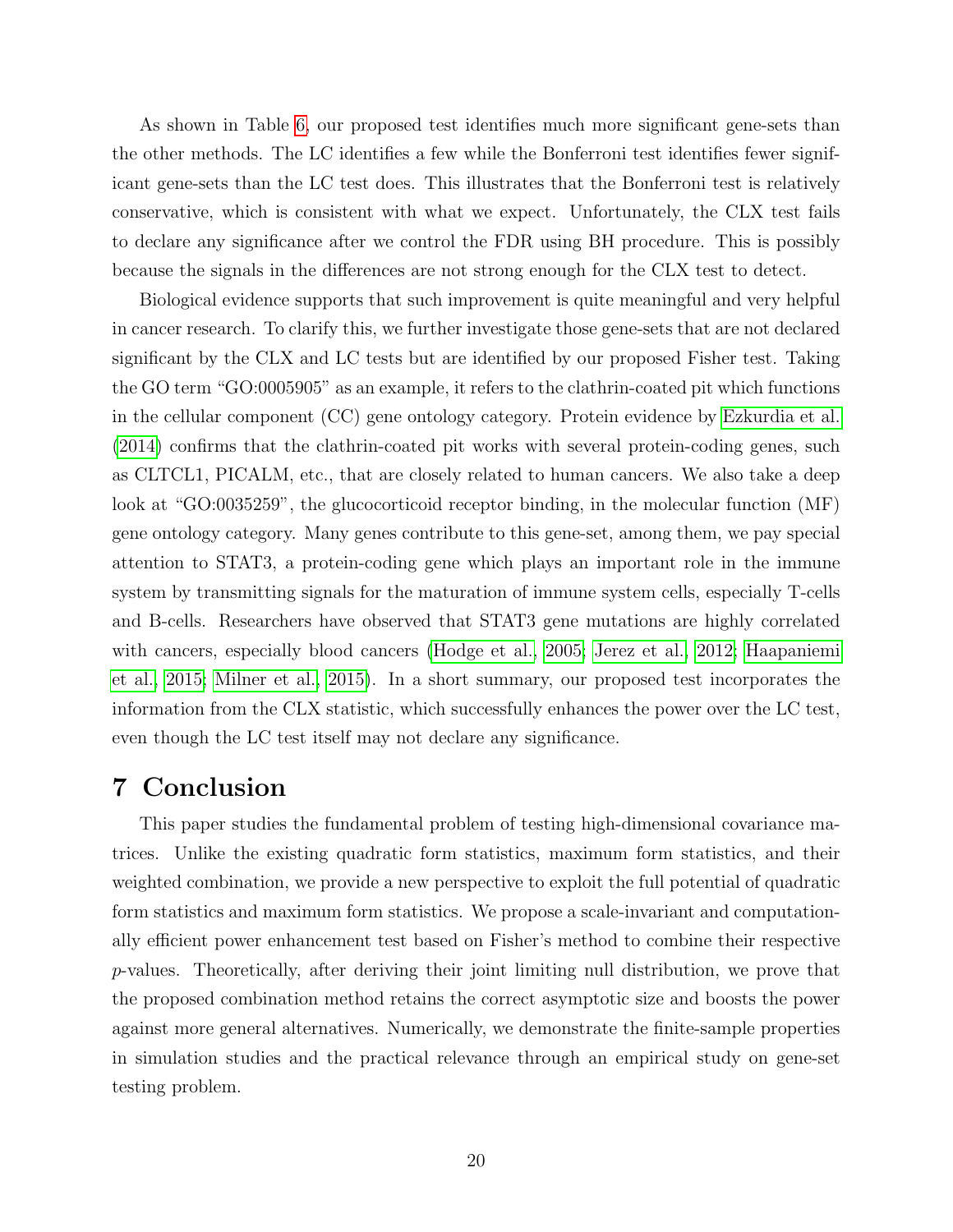As shown in Table 6, our proposed test identifies much more significant gene-sets than the other methods. The LC identifies a few while the Bonferroni test identifies fewer significant gene-sets than the LC test does. This illustrates that the Bonferroni test is relatively conservative, which is consistent with what we expect. Unfortunately, the CLX test fails to declare any significance after we control the FDR using BH procedure. This is possibly because the signals in the differences are not strong enough for the CLX test to detect.

Biological evidence supports that such improvement is quite meaningful and very helpful in cancer research. To clarify this, we further investigate those gene-sets that are not declared significant by the CLX and LC tests but are identified by our proposed Fisher test. Taking the GO term "GO:0005905" as an example, it refers to the clathrin-coated pit which functions in the cellular component (CC) gene ontology category. Protein evidence by Ezkurdia et al. (2014) confirms that the clathrin-coated pit works with several protein-coding genes, such as CLTCL1, PICALM, etc., that are closely related to human cancers. We also take a deep look at "GO:0035259", the glucocorticoid receptor binding, in the molecular function (MF) gene ontology category. Many genes contribute to this gene-set, among them, we pay special attention to STAT3, a protein-coding gene which plays an important role in the immune system by transmitting signals for the maturation of immune system cells, especially T-cells and B-cells. Researchers have observed that STAT3 gene mutations are highly correlated with cancers, especially blood cancers (Hodge et al., 2005; Jerez et al., 2012; Haapaniemi et al., 2015; Milner et al., 2015). In a short summary, our proposed test incorporates the information from the CLX statistic, which successfully enhances the power over the LC test, even though the LC test itself may not declare any significance.

# 7 Conclusion

This paper studies the fundamental problem of testing high-dimensional covariance matrices. Unlike the existing quadratic form statistics, maximum form statistics, and their weighted combination, we provide a new perspective to exploit the full potential of quadratic form statistics and maximum form statistics. We propose a scale-invariant and computationally efficient power enhancement test based on Fisher's method to combine their respective $p$-values. Theoretically, after deriving their joint limiting null distribution, we prove that the proposed combination method retains the correct asymptotic size and boosts the power against more general alternatives. Numerically, we demonstrate the finite-sample properties in simulation studies and the practical relevance through an empirical study on gene-set testing problem.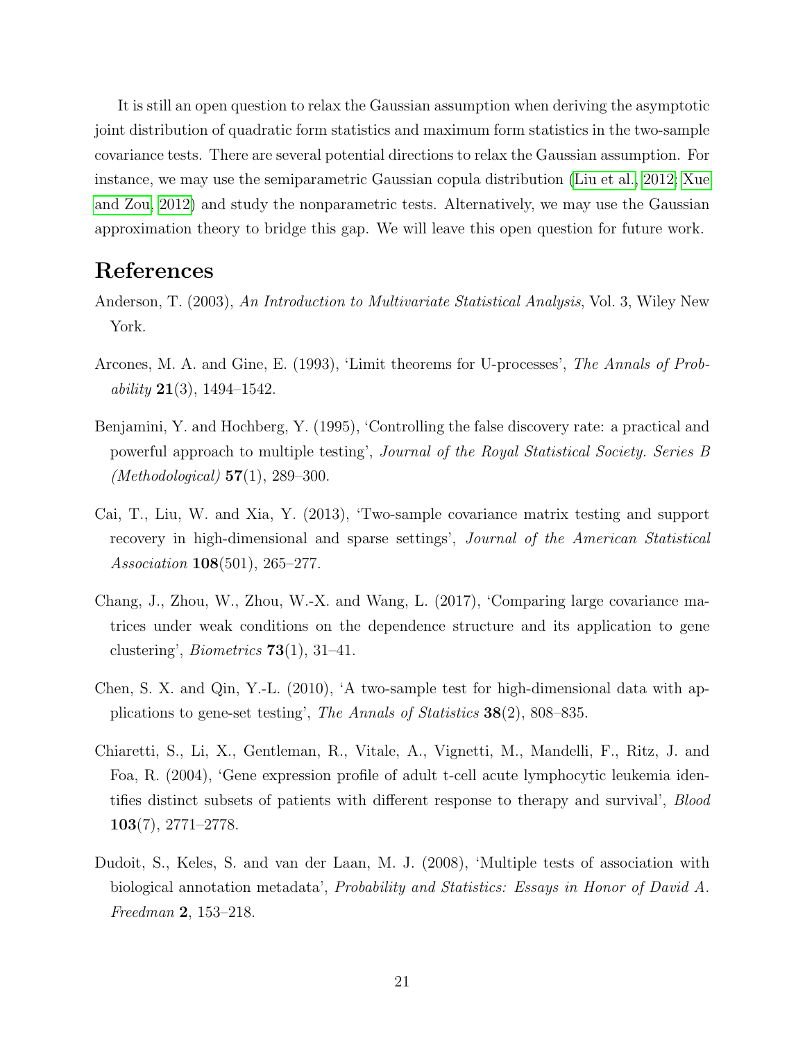It is still an open question to relax the Gaussian assumption when deriving the asymptotic joint distribution of quadratic form statistics and maximum form statistics in the two-sample covariance tests. There are several potential directions to relax the Gaussian assumption. For instance, we may use the semiparametric Gaussian copula distribution (Liu et al., 2012; Xue and Zou, 2012) and study the nonparametric tests. Alternatively, we may use the Gaussian approximation theory to bridge this gap. We will leave this open question for future work.

# References

Anderson, T. (2003), *An Introduction to Multivariate Statistical Analysis*, Vol. 3, Wiley New York.

Arcones, M. A. and Gine, E. (1993), 'Limit theorems for U-processes', *The Annals of Probability* **21**(3), 1494–1542.

Benjamini, Y. and Hochberg, Y. (1995), 'Controlling the false discovery rate: a practical and powerful approach to multiple testing', *Journal of the Royal Statistical Society. Series B (Methodological)* **57**(1), 289–300.

Cai, T., Liu, W. and Xia, Y. (2013), 'Two-sample covariance matrix testing and support recovery in high-dimensional and sparse settings', *Journal of the American Statistical Association* **108**(501), 265–277.

Chang, J., Zhou, W., Zhou, W.-X. and Wang, L. (2017), 'Comparing large covariance matrices under weak conditions on the dependence structure and its application to gene clustering', *Biometrics* **73**(1), 31–41.

Chen, S. X. and Qin, Y.-L. (2010), 'A two-sample test for high-dimensional data with applications to gene-set testing', *The Annals of Statistics* **38**(2), 808–835.

Chiaretti, S., Li, X., Gentleman, R., Vitale, A., Vignetti, M., Mandelli, F., Ritz, J. and Foa, R. (2004), 'Gene expression profile of adult t-cell acute lymphocytic leukemia identifies distinct subsets of patients with different response to therapy and survival', *Blood* **103**(7), 2771–2778.

Dudoit, S., Keles, S. and van der Laan, M. J. (2008), 'Multiple tests of association with biological annotation metadata', *Probability and Statistics: Essays in Honor of David A. Freedman* **2**, 153–218.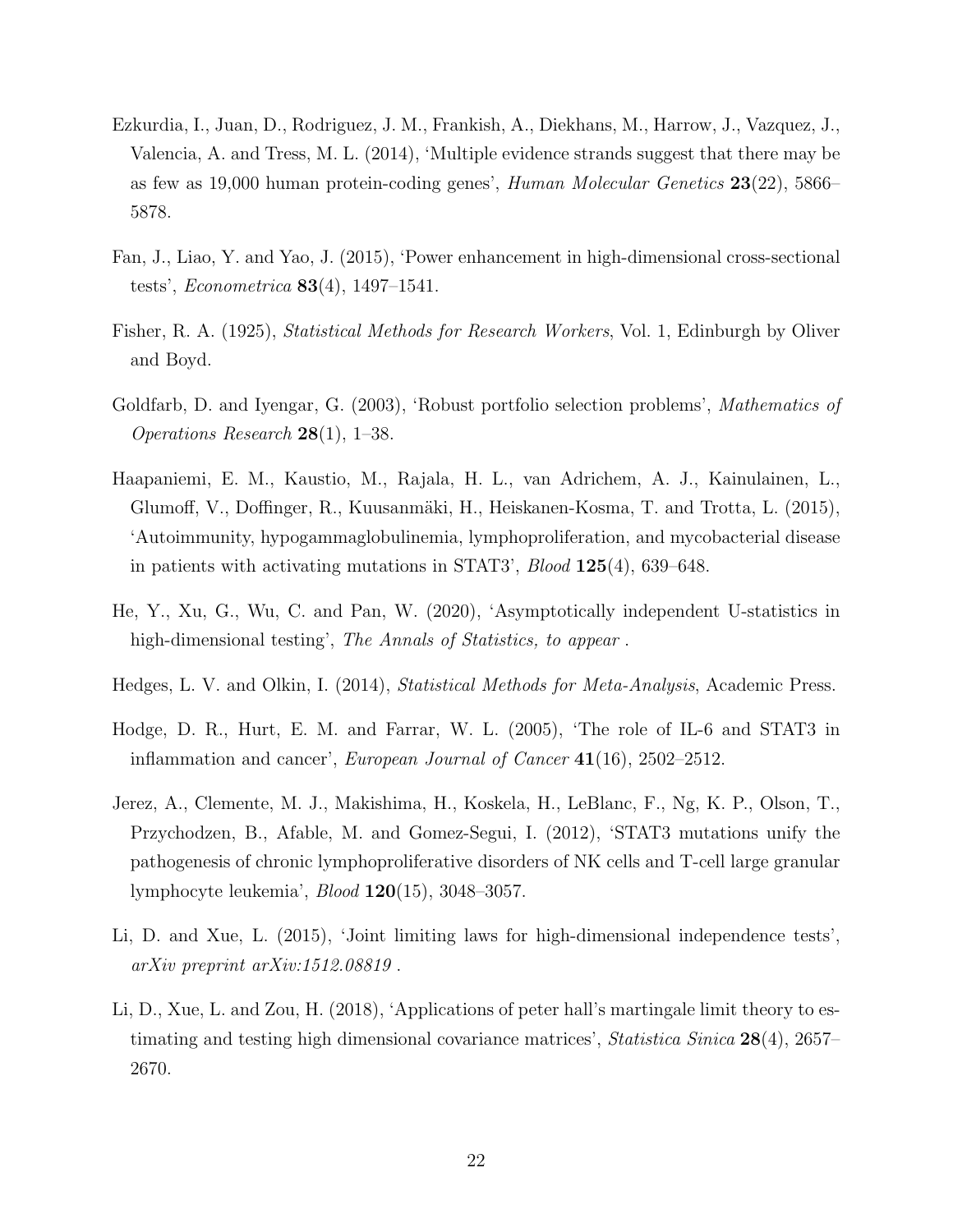Ezkurdia, I., Juan, D., Rodriguez, J. M., Frankish, A., Diekhans, M., Harrow, J., Vazquez, J., Valencia, A. and Tress, M. L. (2014), 'Multiple evidence strands suggest that there may be as few as 19,000 human protein-coding genes', *Human Molecular Genetics* **23**(22), 5866–5878.

Fan, J., Liao, Y. and Yao, J. (2015), 'Power enhancement in high-dimensional cross-sectional tests', *Econometrica* **83**(4), 1497–1541.

Fisher, R. A. (1925), *Statistical Methods for Research Workers*, Vol. 1, Edinburgh by Oliver and Boyd.

Goldfarb, D. and Iyengar, G. (2003), 'Robust portfolio selection problems', *Mathematics of Operations Research* **28**(1), 1–38.

Haapaniemi, E. M., Kaustio, M., Rajala, H. L., van Adrichem, A. J., Kainulainen, L., Glumoff, V., Doffinger, R., Kuusanmäki, H., Heiskanen-Kosma, T. and Trotta, L. (2015), 'Autoimmunity, hypogammaglobulinemia, lymphoproliferation, and mycobacterial disease in patients with activating mutations in STAT3', *Blood* **125**(4), 639–648.

He, Y., Xu, G., Wu, C. and Pan, W. (2020), 'Asymptotically independent U-statistics in high-dimensional testing', *The Annals of Statistics, to appear* .

Hedges, L. V. and Olkin, I. (2014), *Statistical Methods for Meta-Analysis*, Academic Press.

Hodge, D. R., Hurt, E. M. and Farrar, W. L. (2005), 'The role of IL-6 and STAT3 in inflammation and cancer', *European Journal of Cancer* **41**(16), 2502–2512.

Jerez, A., Clemente, M. J., Makishima, H., Koskela, H., LeBlanc, F., Ng, K. P., Olson, T., Przychodzen, B., Afable, M. and Gomez-Segui, I. (2012), 'STAT3 mutations unify the pathogenesis of chronic lymphoproliferative disorders of NK cells and T-cell large granular lymphocyte leukemia', *Blood* **120**(15), 3048–3057.

Li, D. and Xue, L. (2015), 'Joint limiting laws for high-dimensional independence tests', *arXiv preprint arXiv:1512.08819* .

Li, D., Xue, L. and Zou, H. (2018), 'Applications of peter hall's martingale limit theory to estimating and testing high dimensional covariance matrices', *Statistica Sinica* **28**(4), 2657–2670.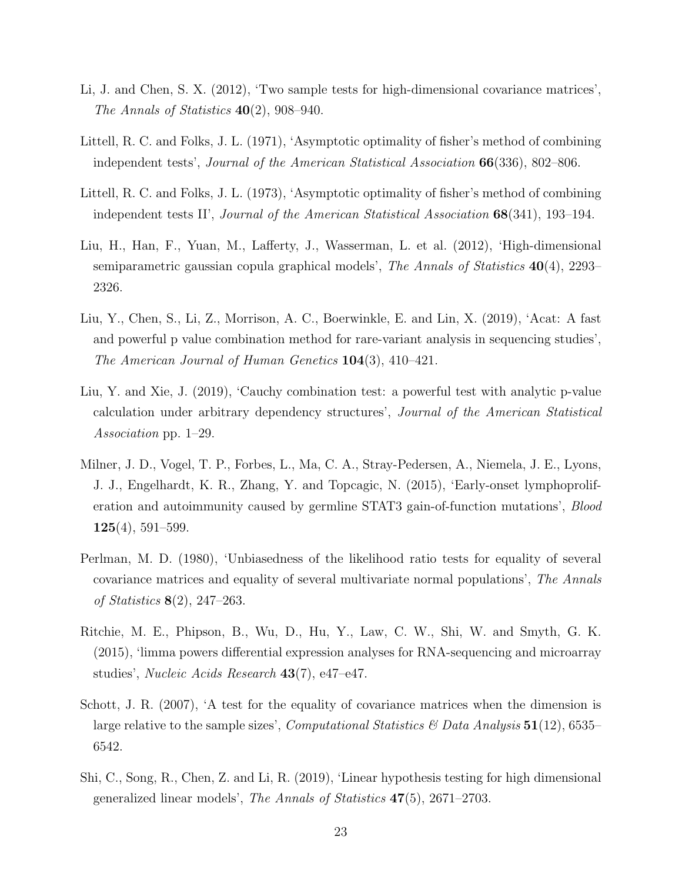Li, J. and Chen, S. X. (2012), 'Two sample tests for high-dimensional covariance matrices', *The Annals of Statistics* **40**(2), 908–940.

Littell, R. C. and Folks, J. L. (1971), 'Asymptotic optimality of fisher's method of combining independent tests', *Journal of the American Statistical Association* **66**(336), 802–806.

Littell, R. C. and Folks, J. L. (1973), 'Asymptotic optimality of fisher's method of combining independent tests II', *Journal of the American Statistical Association* **68**(341), 193–194.

Liu, H., Han, F., Yuan, M., Lafferty, J., Wasserman, L. et al. (2012), 'High-dimensional semiparametric gaussian copula graphical models', *The Annals of Statistics* **40**(4), 2293–2326.

Liu, Y., Chen, S., Li, Z., Morrison, A. C., Boerwinkle, E. and Lin, X. (2019), 'Acat: A fast and powerful p value combination method for rare-variant analysis in sequencing studies', *The American Journal of Human Genetics* **104**(3), 410–421.

Liu, Y. and Xie, J. (2019), 'Cauchy combination test: a powerful test with analytic p-value calculation under arbitrary dependency structures', *Journal of the American Statistical Association* pp. 1–29.

Milner, J. D., Vogel, T. P., Forbes, L., Ma, C. A., Stray-Pedersen, A., Niemela, J. E., Lyons, J. J., Engelhardt, K. R., Zhang, Y. and Topcagic, N. (2015), 'Early-onset lymphoproliferation and autoimmunity caused by germline STAT3 gain-of-function mutations', *Blood* **125**(4), 591–599.

Perlman, M. D. (1980), 'Unbiasedness of the likelihood ratio tests for equality of several covariance matrices and equality of several multivariate normal populations', *The Annals of Statistics* **8**(2), 247–263.

Ritchie, M. E., Phipson, B., Wu, D., Hu, Y., Law, C. W., Shi, W. and Smyth, G. K. (2015), 'limma powers differential expression analyses for RNA-sequencing and microarray studies', *Nucleic Acids Research* **43**(7), e47–e47.

Schott, J. R. (2007), 'A test for the equality of covariance matrices when the dimension is large relative to the sample sizes', *Computational Statistics & Data Analysis* **51**(12), 6535–6542.

Shi, C., Song, R., Chen, Z. and Li, R. (2019), 'Linear hypothesis testing for high dimensional generalized linear models', *The Annals of Statistics* **47**(5), 2671–2703.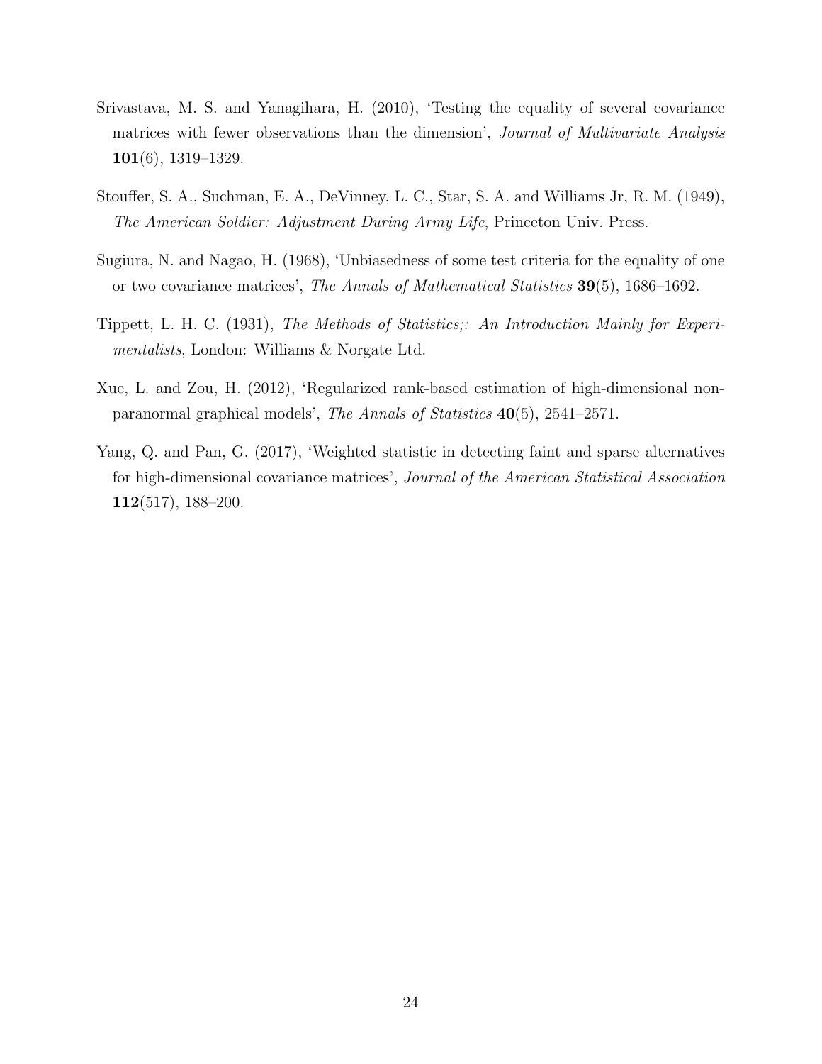Srivastava, M. S. and Yanagihara, H. (2010), 'Testing the equality of several covariance matrices with fewer observations than the dimension', *Journal of Multivariate Analysis* **101**(6), 1319–1329.

Stouffer, S. A., Suchman, E. A., DeVinney, L. C., Star, S. A. and Williams Jr, R. M. (1949), *The American Soldier: Adjustment During Army Life*, Princeton Univ. Press.

Sugiura, N. and Nagao, H. (1968), 'Unbiasedness of some test criteria for the equality of one or two covariance matrices', *The Annals of Mathematical Statistics* **39**(5), 1686–1692.

Tippett, L. H. C. (1931), *The Methods of Statistics;: An Introduction Mainly for Experimentalists*, London: Williams & Norgate Ltd.

Xue, L. and Zou, H. (2012), 'Regularized rank-based estimation of high-dimensional nonparanormal graphical models', *The Annals of Statistics* **40**(5), 2541–2571.

Yang, Q. and Pan, G. (2017), 'Weighted statistic in detecting faint and sparse alternatives for high-dimensional covariance matrices', *Journal of the American Statistical Association* **112**(517), 188–200.